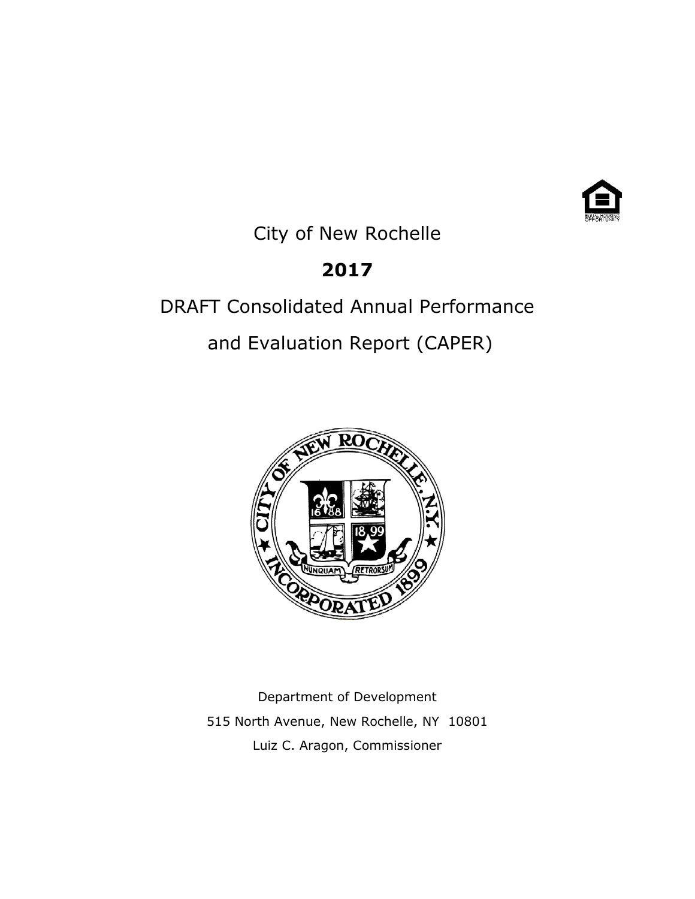City of New Rochelle

# 2017

# DRAFT Consolidated Annual Performance and Evaluation Report (CAPER)

Department of Development

515 North Avenue, New Rochelle, NY 10801

Luiz C. Aragon, Commissioner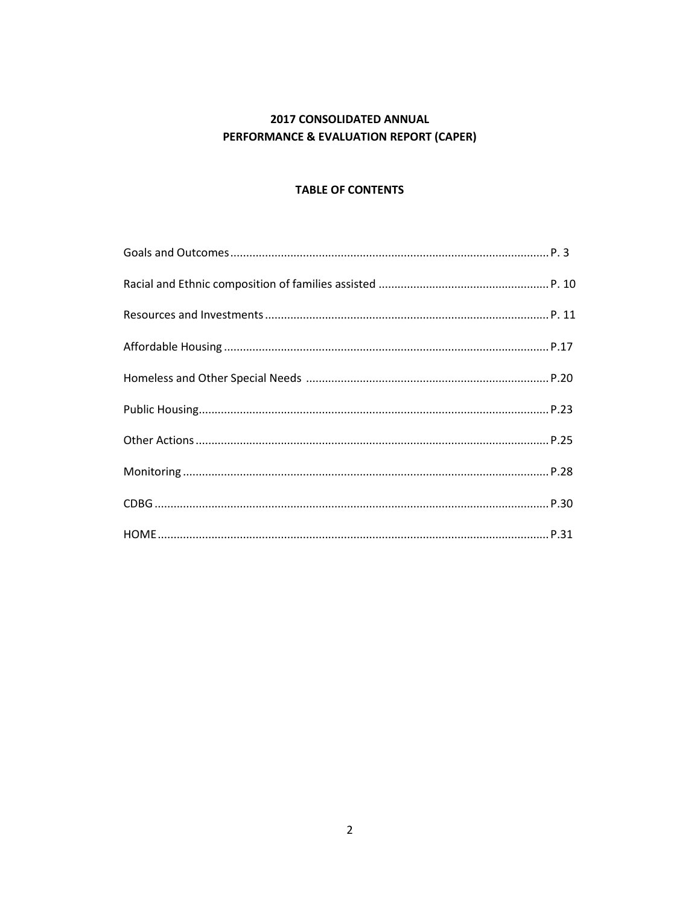## 2017 CONSOLIDATED ANNUAL PERFORMANCE & EVALUATION REPORT (CAPER)

### TABLE OF CONTENTS

Goals and Outcomes .......... P. 3

Racial and Ethnic composition of families assisted .......... P. 10

Resources and Investments .......... P. 11

Affordable Housing .......... P.17

Homeless and Other Special Needs .......... P.20

Public Housing .......... P.23

Other Actions .......... P.25

Monitoring .......... P.28

CDBG .......... P.30

HOME .......... P.31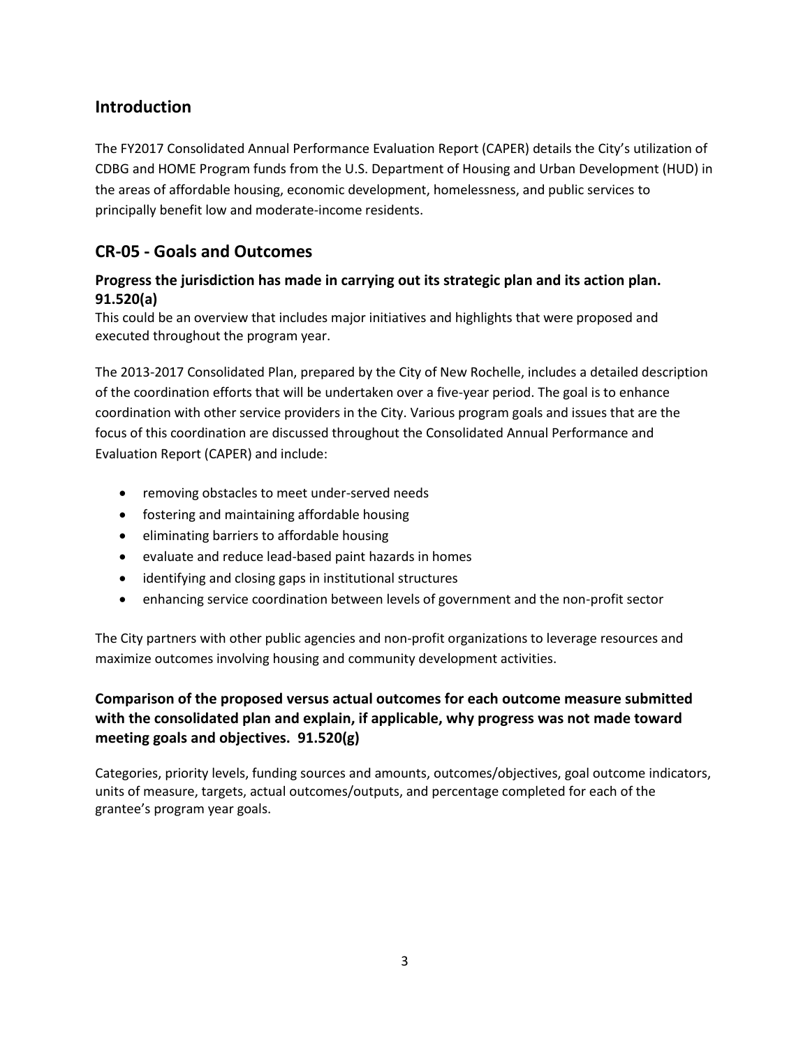## Introduction

The FY2017 Consolidated Annual Performance Evaluation Report (CAPER) details the City's utilization of CDBG and HOME Program funds from the U.S. Department of Housing and Urban Development (HUD) in the areas of affordable housing, economic development, homelessness, and public services to principally benefit low and moderate-income residents.

## CR-05 - Goals and Outcomes

### Progress the jurisdiction has made in carrying out its strategic plan and its action plan. 91.520(a)

This could be an overview that includes major initiatives and highlights that were proposed and executed throughout the program year.

The 2013-2017 Consolidated Plan, prepared by the City of New Rochelle, includes a detailed description of the coordination efforts that will be undertaken over a five-year period. The goal is to enhance coordination with other service providers in the City. Various program goals and issues that are the focus of this coordination are discussed throughout the Consolidated Annual Performance and Evaluation Report (CAPER) and include:

- removing obstacles to meet under-served needs
- fostering and maintaining affordable housing
- eliminating barriers to affordable housing
- evaluate and reduce lead-based paint hazards in homes
- identifying and closing gaps in institutional structures
- enhancing service coordination between levels of government and the non-profit sector

The City partners with other public agencies and non-profit organizations to leverage resources and maximize outcomes involving housing and community development activities.

### Comparison of the proposed versus actual outcomes for each outcome measure submitted with the consolidated plan and explain, if applicable, why progress was not made toward meeting goals and objectives. 91.520(g)

Categories, priority levels, funding sources and amounts, outcomes/objectives, goal outcome indicators, units of measure, targets, actual outcomes/outputs, and percentage completed for each of the grantee's program year goals.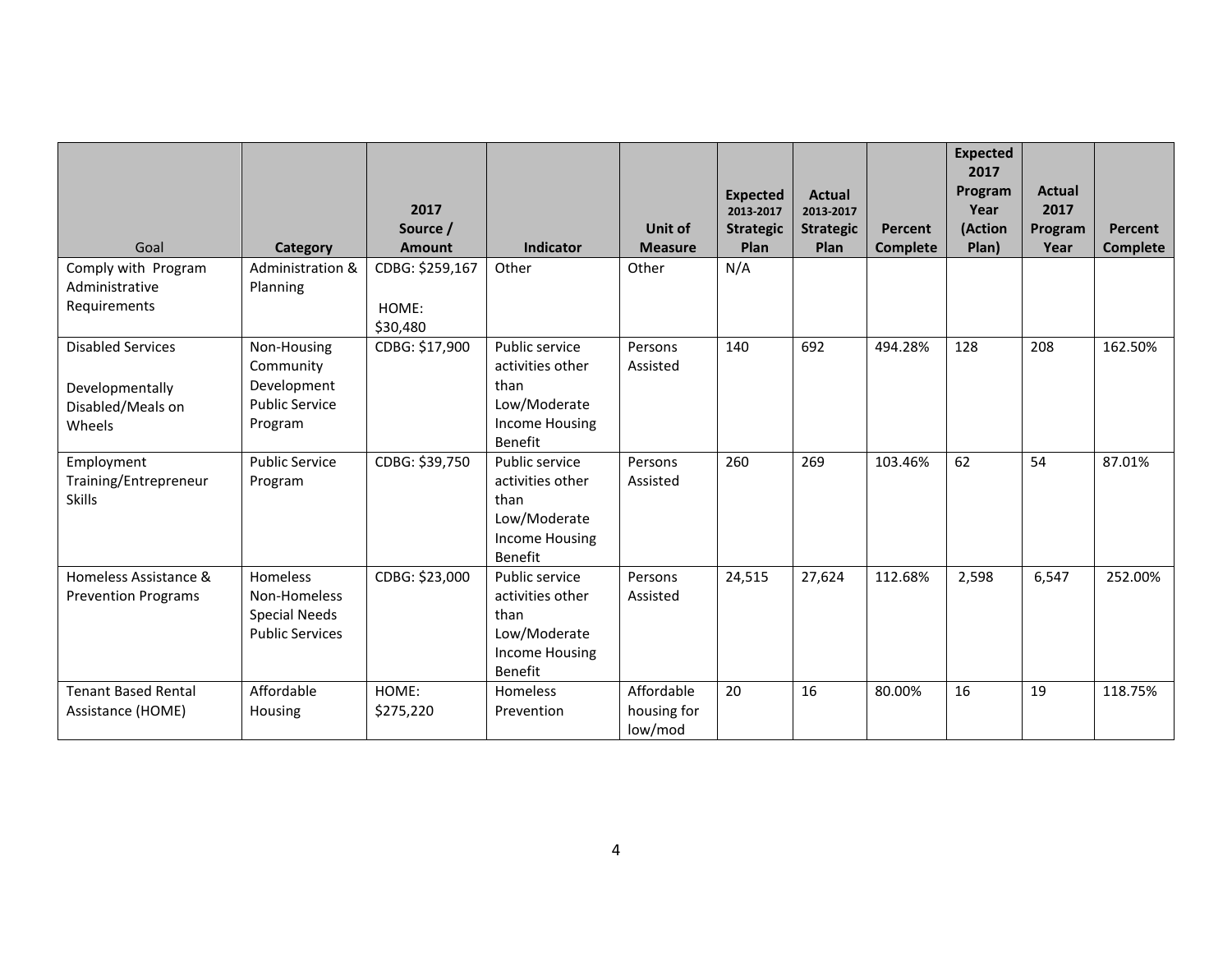| Goal | Category | 2017 Source / Amount | Indicator | Unit of Measure | Expected 2013-2017 Strategic Plan | Actual 2013-2017 Strategic Plan | Percent Complete | Expected 2017 Program Year (Action Plan) | Actual 2017 Program Year | Percent Complete |
|---|---|---|---|---|---|---|---|---|---|---|
| Comply with Program Administrative Requirements | Administration & Planning | CDBG: $259,167<br><br>HOME: $30,480 | Other | Other | N/A | | | | | |
| Disabled Services<br><br>Developmentally Disabled/Meals on Wheels | Non-Housing Community Development Public Service Program | CDBG: $17,900 | Public service activities other than Low/Moderate Income Housing Benefit | Persons Assisted | 140 | 692 | 494.28% | 128 | 208 | 162.50% |
| Employment Training/Entrepreneur Skills | Public Service Program | CDBG: $39,750 | Public service activities other than Low/Moderate Income Housing Benefit | Persons Assisted | 260 | 269 | 103.46% | 62 | 54 | 87.01% |
| Homeless Assistance & Prevention Programs | Homeless Non-Homeless Special Needs Public Services | CDBG: $23,000 | Public service activities other than Low/Moderate Income Housing Benefit | Persons Assisted | 24,515 | 27,624 | 112.68% | 2,598 | 6,547 | 252.00% |
| Tenant Based Rental Assistance (HOME) | Affordable Housing | HOME: $275,220 | Homeless Prevention | Affordable housing for low/mod | 20 | 16 | 80.00% | 16 | 19 | 118.75% |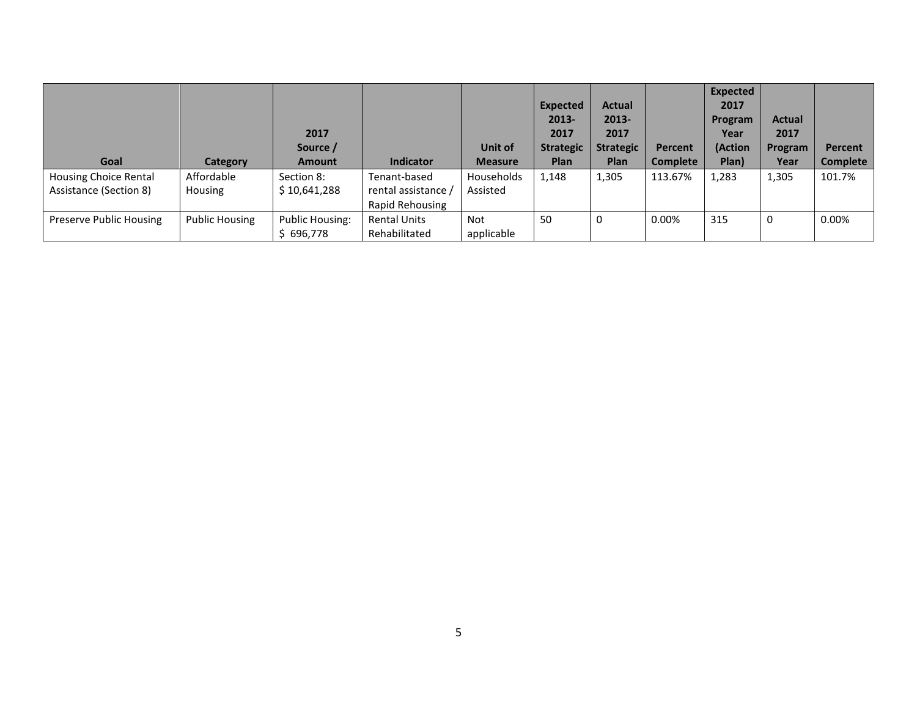| Goal | Category | 2017 Source / Amount | Indicator | Unit of Measure | Expected 2013-2017 Strategic Plan | Actual 2013-2017 Strategic Plan | Percent Complete | Expected 2017 Program Year (Action Plan) | Actual 2017 Program Year | Percent Complete |
|---|---|---|---|---|---|---|---|---|---|---|
| Housing Choice Rental Assistance (Section 8) | Affordable Housing | Section 8: $ 10,641,288 | Tenant-based rental assistance / Rapid Rehousing | Households Assisted | 1,148 | 1,305 | 113.67% | 1,283 | 1,305 | 101.7% |
| Preserve Public Housing | Public Housing | Public Housing: $ 696,778 | Rental Units Rehabilitated | Not applicable | 50 | 0 | 0.00% | 315 | 0 | 0.00% |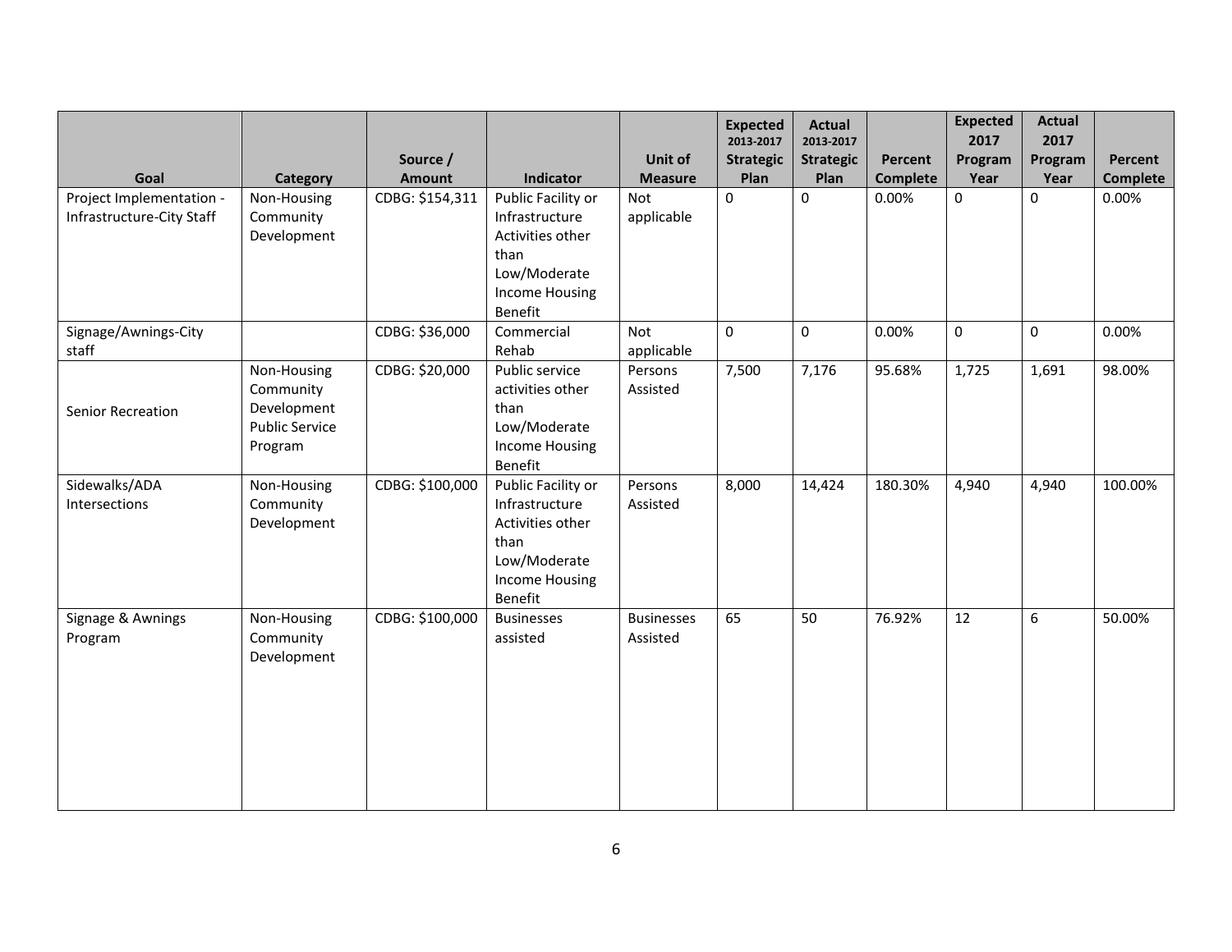| Goal | Category | Source / Amount | Indicator | Unit of Measure | Expected 2013-2017 Strategic Plan | Actual 2013-2017 Strategic Plan | Percent Complete | Expected 2017 Program Year | Actual 2017 Program Year | Percent Complete |
|---|---|---|---|---|---|---|---|---|---|---|
| Project Implementation - Infrastructure-City Staff | Non-Housing Community Development | CDBG: $154,311 | Public Facility or Infrastructure Activities other than Low/Moderate Income Housing Benefit | Not applicable | 0 | 0 | 0.00% | 0 | 0 | 0.00% |
| Signage/Awnings-City staff | | CDBG: $36,000 | Commercial Rehab | Not applicable | 0 | 0 | 0.00% | 0 | 0 | 0.00% |
| Senior Recreation | Non-Housing Community Development Public Service Program | CDBG: $20,000 | Public service activities other than Low/Moderate Income Housing Benefit | Persons Assisted | 7,500 | 7,176 | 95.68% | 1,725 | 1,691 | 98.00% |
| Sidewalks/ADA Intersections | Non-Housing Community Development | CDBG: $100,000 | Public Facility or Infrastructure Activities other than Low/Moderate Income Housing Benefit | Persons Assisted | 8,000 | 14,424 | 180.30% | 4,940 | 4,940 | 100.00% |
| Signage & Awnings Program | Non-Housing Community Development | CDBG: $100,000 | Businesses assisted | Businesses Assisted | 65 | 50 | 76.92% | 12 | 6 | 50.00% |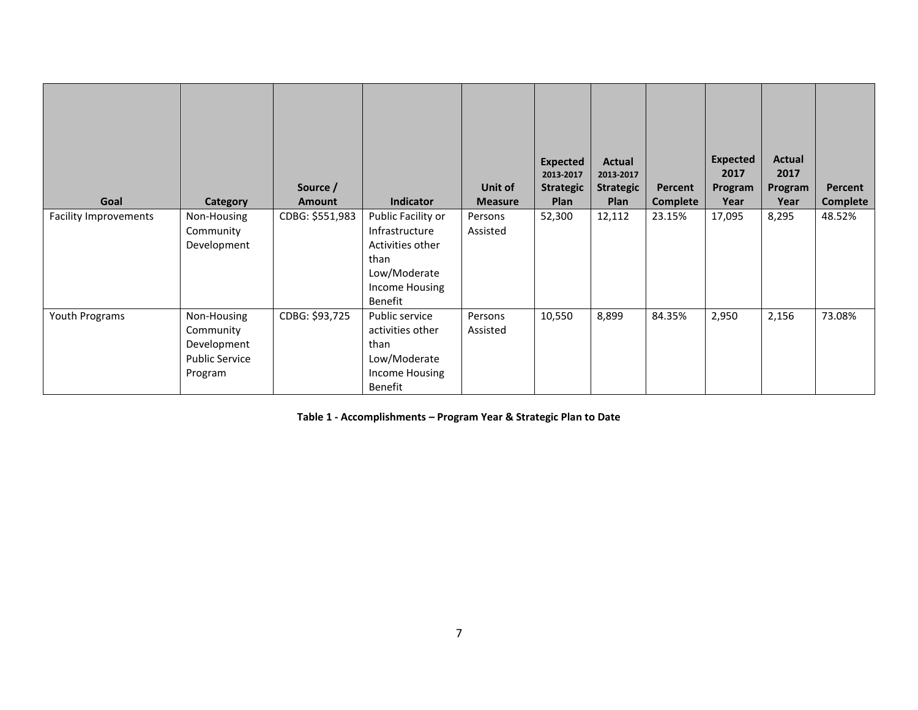| Goal | Category | Source / Amount | Indicator | Unit of Measure | Expected 2013-2017 Strategic Plan | Actual 2013-2017 Strategic Plan | Percent Complete | Expected 2017 Program Year | Actual 2017 Program Year | Percent Complete |
|---|---|---|---|---|---|---|---|---|---|---|
| Facility Improvements | Non-Housing Community Development | CDBG: $551,983 | Public Facility or Infrastructure Activities other than Low/Moderate Income Housing Benefit | Persons Assisted | 52,300 | 12,112 | 23.15% | 17,095 | 8,295 | 48.52% |
| Youth Programs | Non-Housing Community Development Public Service Program | CDBG: $93,725 | Public service activities other than Low/Moderate Income Housing Benefit | Persons Assisted | 10,550 | 8,899 | 84.35% | 2,950 | 2,156 | 73.08% |

**Table 1 - Accomplishments – Program Year & Strategic Plan to Date**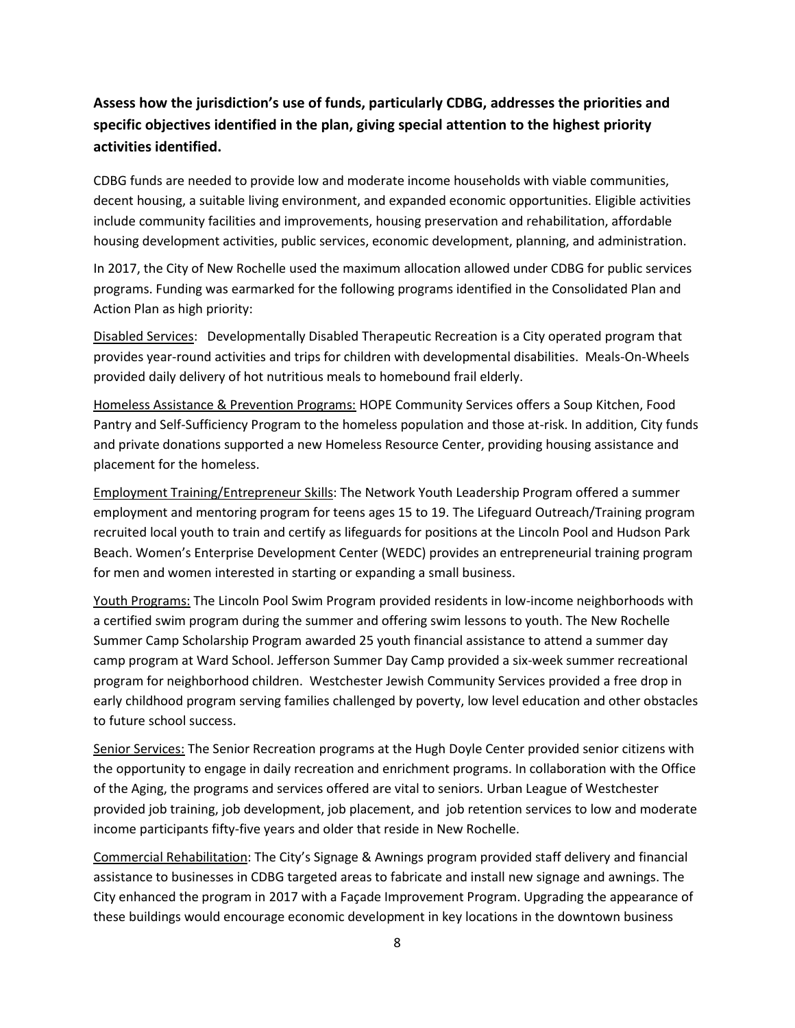**Assess how the jurisdiction's use of funds, particularly CDBG, addresses the priorities and specific objectives identified in the plan, giving special attention to the highest priority activities identified.**

CDBG funds are needed to provide low and moderate income households with viable communities, decent housing, a suitable living environment, and expanded economic opportunities. Eligible activities include community facilities and improvements, housing preservation and rehabilitation, affordable housing development activities, public services, economic development, planning, and administration.

In 2017, the City of New Rochelle used the maximum allocation allowed under CDBG for public services programs. Funding was earmarked for the following programs identified in the Consolidated Plan and Action Plan as high priority:

<u>Disabled Services</u>: Developmentally Disabled Therapeutic Recreation is a City operated program that provides year-round activities and trips for children with developmental disabilities. Meals-On-Wheels provided daily delivery of hot nutritious meals to homebound frail elderly.

<u>Homeless Assistance & Prevention Programs:</u> HOPE Community Services offers a Soup Kitchen, Food Pantry and Self-Sufficiency Program to the homeless population and those at-risk. In addition, City funds and private donations supported a new Homeless Resource Center, providing housing assistance and placement for the homeless.

<u>Employment Training/Entrepreneur Skills</u>: The Network Youth Leadership Program offered a summer employment and mentoring program for teens ages 15 to 19. The Lifeguard Outreach/Training program recruited local youth to train and certify as lifeguards for positions at the Lincoln Pool and Hudson Park Beach. Women's Enterprise Development Center (WEDC) provides an entrepreneurial training program for men and women interested in starting or expanding a small business.

<u>Youth Programs:</u> The Lincoln Pool Swim Program provided residents in low-income neighborhoods with a certified swim program during the summer and offering swim lessons to youth. The New Rochelle Summer Camp Scholarship Program awarded 25 youth financial assistance to attend a summer day camp program at Ward School. Jefferson Summer Day Camp provided a six-week summer recreational program for neighborhood children. Westchester Jewish Community Services provided a free drop in early childhood program serving families challenged by poverty, low level education and other obstacles to future school success.

<u>Senior Services:</u> The Senior Recreation programs at the Hugh Doyle Center provided senior citizens with the opportunity to engage in daily recreation and enrichment programs. In collaboration with the Office of the Aging, the programs and services offered are vital to seniors. Urban League of Westchester provided job training, job development, job placement, and job retention services to low and moderate income participants fifty-five years and older that reside in New Rochelle.

<u>Commercial Rehabilitation</u>: The City's Signage & Awnings program provided staff delivery and financial assistance to businesses in CDBG targeted areas to fabricate and install new signage and awnings. The City enhanced the program in 2017 with a Façade Improvement Program. Upgrading the appearance of these buildings would encourage economic development in key locations in the downtown business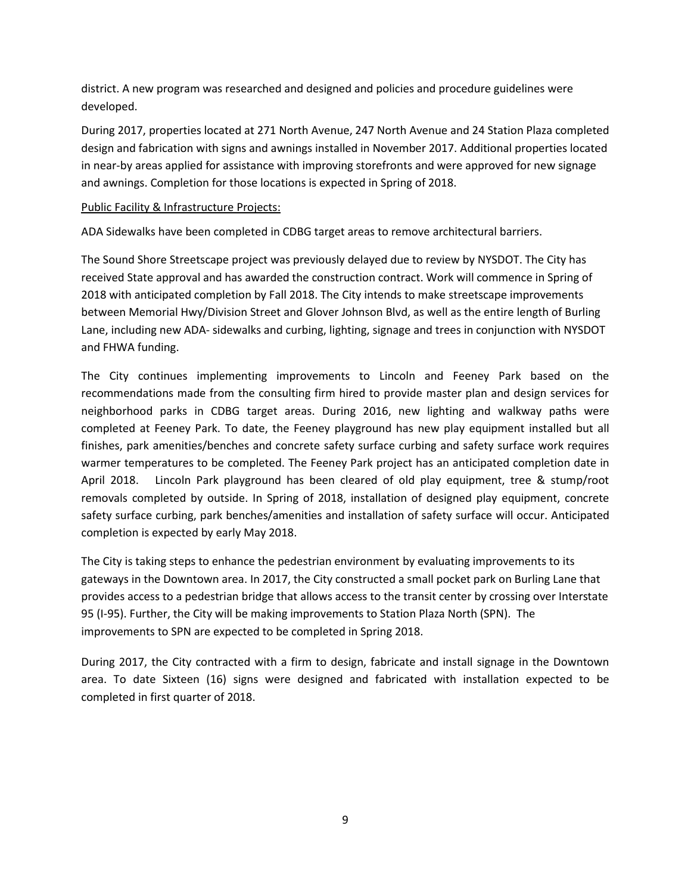district. A new program was researched and designed and policies and procedure guidelines were developed.

During 2017, properties located at 271 North Avenue, 247 North Avenue and 24 Station Plaza completed design and fabrication with signs and awnings installed in November 2017. Additional properties located in near-by areas applied for assistance with improving storefronts and were approved for new signage and awnings. Completion for those locations is expected in Spring of 2018.

Public Facility & Infrastructure Projects:

ADA Sidewalks have been completed in CDBG target areas to remove architectural barriers.

The Sound Shore Streetscape project was previously delayed due to review by NYSDOT. The City has received State approval and has awarded the construction contract. Work will commence in Spring of 2018 with anticipated completion by Fall 2018. The City intends to make streetscape improvements between Memorial Hwy/Division Street and Glover Johnson Blvd, as well as the entire length of Burling Lane, including new ADA- sidewalks and curbing, lighting, signage and trees in conjunction with NYSDOT and FHWA funding.

The City continues implementing improvements to Lincoln and Feeney Park based on the recommendations made from the consulting firm hired to provide master plan and design services for neighborhood parks in CDBG target areas. During 2016, new lighting and walkway paths were completed at Feeney Park. To date, the Feeney playground has new play equipment installed but all finishes, park amenities/benches and concrete safety surface curbing and safety surface work requires warmer temperatures to be completed. The Feeney Park project has an anticipated completion date in April 2018. Lincoln Park playground has been cleared of old play equipment, tree & stump/root removals completed by outside. In Spring of 2018, installation of designed play equipment, concrete safety surface curbing, park benches/amenities and installation of safety surface will occur. Anticipated completion is expected by early May 2018.

The City is taking steps to enhance the pedestrian environment by evaluating improvements to its gateways in the Downtown area. In 2017, the City constructed a small pocket park on Burling Lane that provides access to a pedestrian bridge that allows access to the transit center by crossing over Interstate 95 (I-95). Further, the City will be making improvements to Station Plaza North (SPN). The improvements to SPN are expected to be completed in Spring 2018.

During 2017, the City contracted with a firm to design, fabricate and install signage in the Downtown area. To date Sixteen (16) signs were designed and fabricated with installation expected to be completed in first quarter of 2018.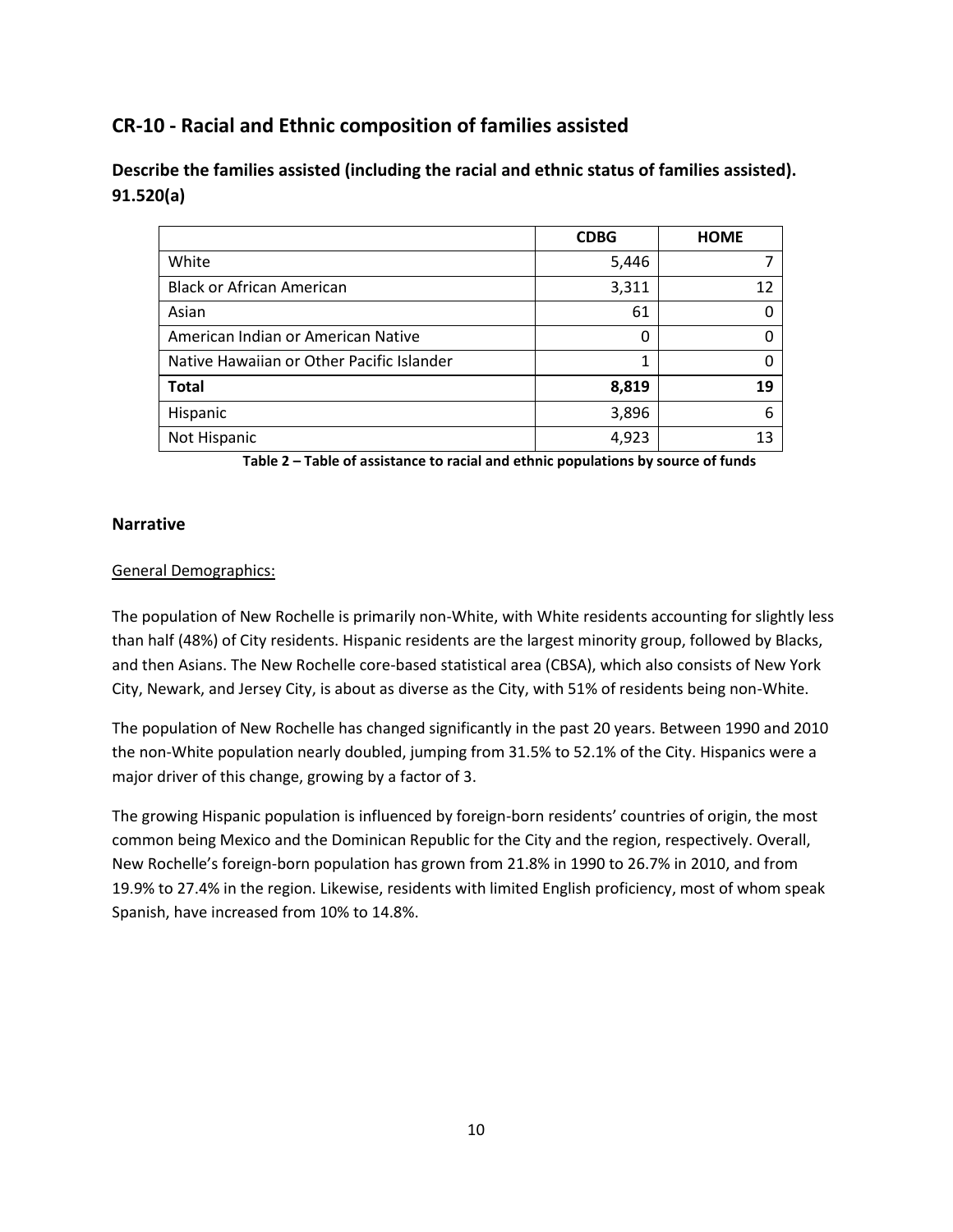## CR-10 - Racial and Ethnic composition of families assisted

### Describe the families assisted (including the racial and ethnic status of families assisted). 91.520(a)

| | CDBG | HOME |
|---|---|---|
| White | 5,446 | 7 |
| Black or African American | 3,311 | 12 |
| Asian | 61 | 0 |
| American Indian or American Native | 0 | 0 |
| Native Hawaiian or Other Pacific Islander | 1 | 0 |
| **Total** | **8,819** | **19** |
| Hispanic | 3,896 | 6 |
| Not Hispanic | 4,923 | 13 |

**Table 2 – Table of assistance to racial and ethnic populations by source of funds**

### Narrative

General Demographics:

The population of New Rochelle is primarily non-White, with White residents accounting for slightly less than half (48%) of City residents. Hispanic residents are the largest minority group, followed by Blacks, and then Asians. The New Rochelle core-based statistical area (CBSA), which also consists of New York City, Newark, and Jersey City, is about as diverse as the City, with 51% of residents being non-White.

The population of New Rochelle has changed significantly in the past 20 years. Between 1990 and 2010 the non-White population nearly doubled, jumping from 31.5% to 52.1% of the City. Hispanics were a major driver of this change, growing by a factor of 3.

The growing Hispanic population is influenced by foreign-born residents' countries of origin, the most common being Mexico and the Dominican Republic for the City and the region, respectively. Overall, New Rochelle's foreign-born population has grown from 21.8% in 1990 to 26.7% in 2010, and from 19.9% to 27.4% in the region. Likewise, residents with limited English proficiency, most of whom speak Spanish, have increased from 10% to 14.8%.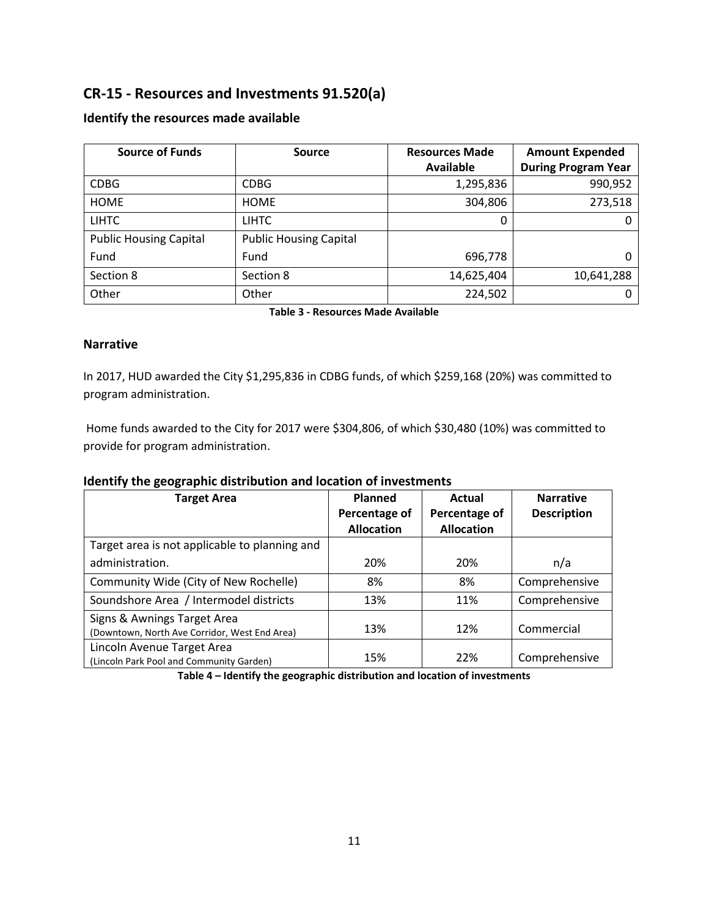## CR-15 - Resources and Investments 91.520(a)

### Identify the resources made available

| Source of Funds | Source | Resources Made Available | Amount Expended During Program Year |
| --- | --- | --- | --- |
| CDBG | CDBG | 1,295,836 | 990,952 |
| HOME | HOME | 304,806 | 273,518 |
| LIHTC | LIHTC | 0 | 0 |
| Public Housing Capital Fund | Public Housing Capital Fund | 696,778 | 0 |
| Section 8 | Section 8 | 14,625,404 | 10,641,288 |
| Other | Other | 224,502 | 0 |

**Table 3 - Resources Made Available**

### Narrative

In 2017, HUD awarded the City $1,295,836 in CDBG funds, of which $259,168 (20%) was committed to program administration.

Home funds awarded to the City for 2017 were $304,806, of which $30,480 (10%) was committed to provide for program administration.

### Identify the geographic distribution and location of investments

| Target Area | Planned Percentage of Allocation | Actual Percentage of Allocation | Narrative Description |
| --- | --- | --- | --- |
| Target area is not applicable to planning and administration. | 20% | 20% | n/a |
| Community Wide (City of New Rochelle) | 8% | 8% | Comprehensive |
| Soundshore Area / Intermodel districts | 13% | 11% | Comprehensive |
| Signs & Awnings Target Area (Downtown, North Ave Corridor, West End Area) | 13% | 12% | Commercial |
| Lincoln Avenue Target Area (Lincoln Park Pool and Community Garden) | 15% | 22% | Comprehensive |

**Table 4 – Identify the geographic distribution and location of investments**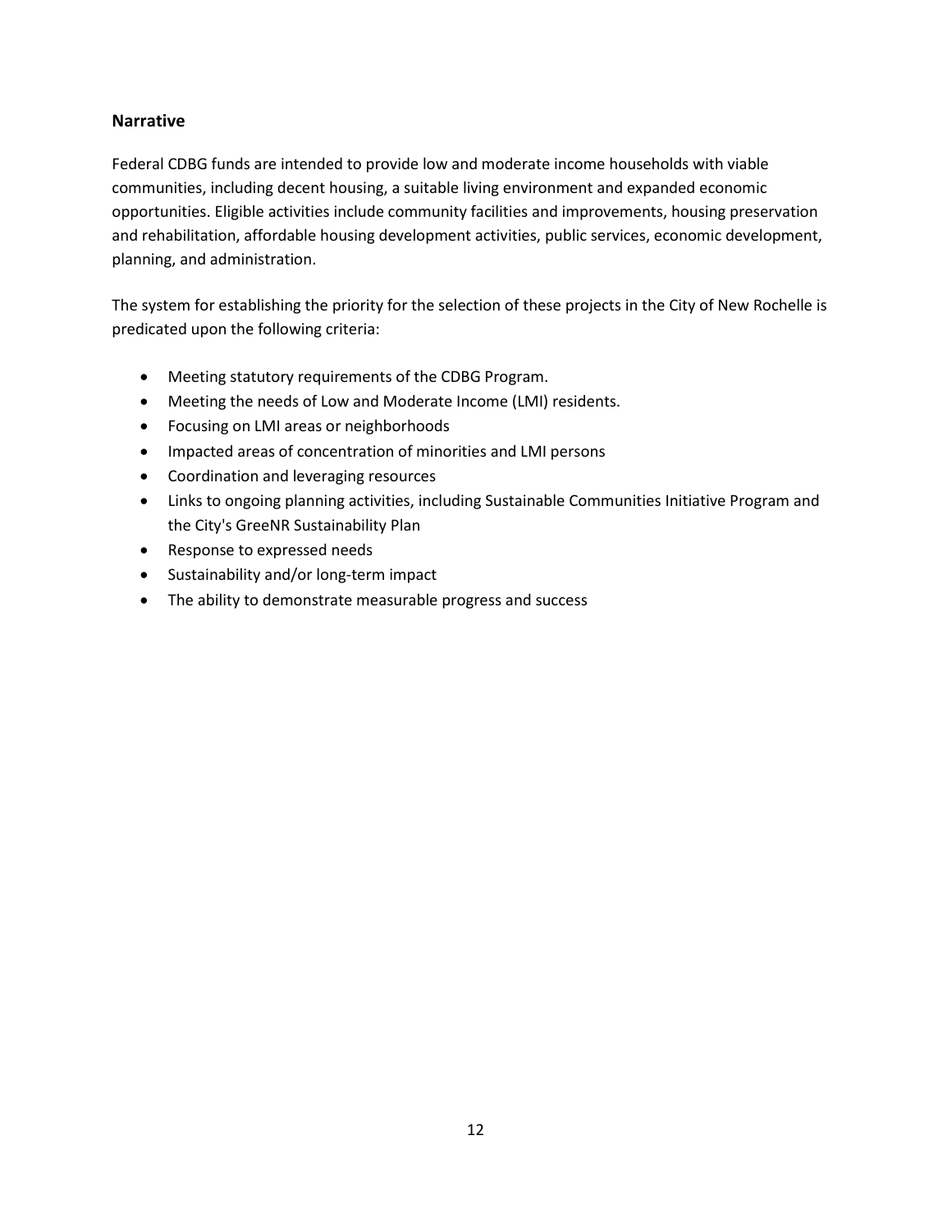## Narrative

Federal CDBG funds are intended to provide low and moderate income households with viable communities, including decent housing, a suitable living environment and expanded economic opportunities. Eligible activities include community facilities and improvements, housing preservation and rehabilitation, affordable housing development activities, public services, economic development, planning, and administration.

The system for establishing the priority for the selection of these projects in the City of New Rochelle is predicated upon the following criteria:

- Meeting statutory requirements of the CDBG Program.
- Meeting the needs of Low and Moderate Income (LMI) residents.
- Focusing on LMI areas or neighborhoods
- Impacted areas of concentration of minorities and LMI persons
- Coordination and leveraging resources
- Links to ongoing planning activities, including Sustainable Communities Initiative Program and the City's GreeNR Sustainability Plan
- Response to expressed needs
- Sustainability and/or long-term impact
- The ability to demonstrate measurable progress and success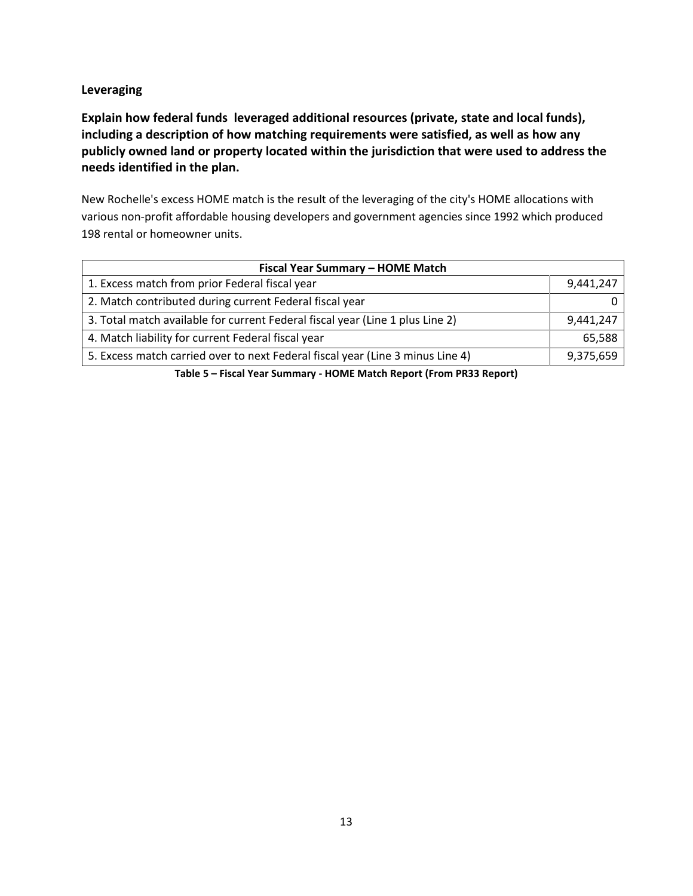## Leveraging

**Explain how federal funds leveraged additional resources (private, state and local funds), including a description of how matching requirements were satisfied, as well as how any publicly owned land or property located within the jurisdiction that were used to address the needs identified in the plan.**

New Rochelle's excess HOME match is the result of the leveraging of the city's HOME allocations with various non-profit affordable housing developers and government agencies since 1992 which produced 198 rental or homeowner units.

| Fiscal Year Summary – HOME Match | |
|---|---|
| 1. Excess match from prior Federal fiscal year | 9,441,247 |
| 2. Match contributed during current Federal fiscal year | 0 |
| 3. Total match available for current Federal fiscal year (Line 1 plus Line 2) | 9,441,247 |
| 4. Match liability for current Federal fiscal year | 65,588 |
| 5. Excess match carried over to next Federal fiscal year (Line 3 minus Line 4) | 9,375,659 |

**Table 5 – Fiscal Year Summary - HOME Match Report (From PR33 Report)**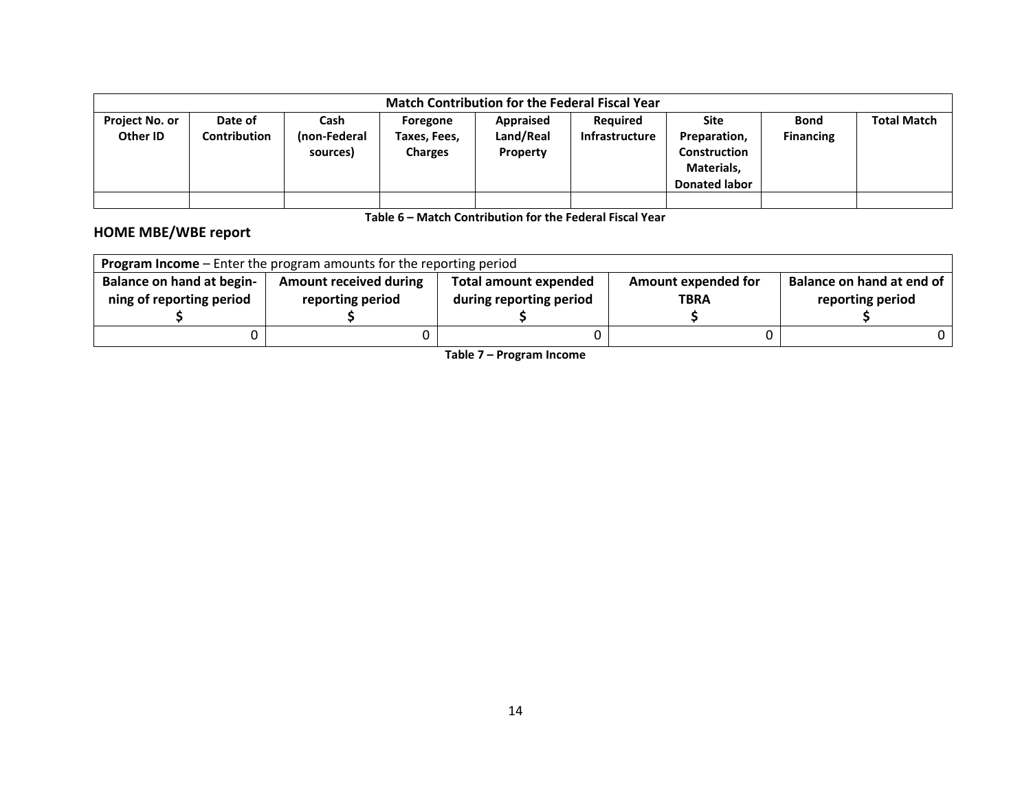| Match Contribution for the Federal Fiscal Year | | | | | | | | |
|---|---|---|---|---|---|---|---|---|
| **Project No. or Other ID** | **Date of Contribution** | **Cash (non-Federal sources)** | **Foregone Taxes, Fees, Charges** | **Appraised Land/Real Property** | **Required Infrastructure** | **Site Preparation, Construction Materials, Donated labor** | **Bond Financing** | **Total Match** |
| | | | | | | | | |

**Table 6 – Match Contribution for the Federal Fiscal Year**

## HOME MBE/WBE report

| **Program Income** – Enter the program amounts for the reporting period | | | | |
|---|---|---|---|---|
| **Balance on hand at beginning of reporting period $** | **Amount received during reporting period $** | **Total amount expended during reporting period $** | **Amount expended for TBRA $** | **Balance on hand at end of reporting period $** |
| 0 | 0 | 0 | 0 | 0 |

**Table 7 – Program Income**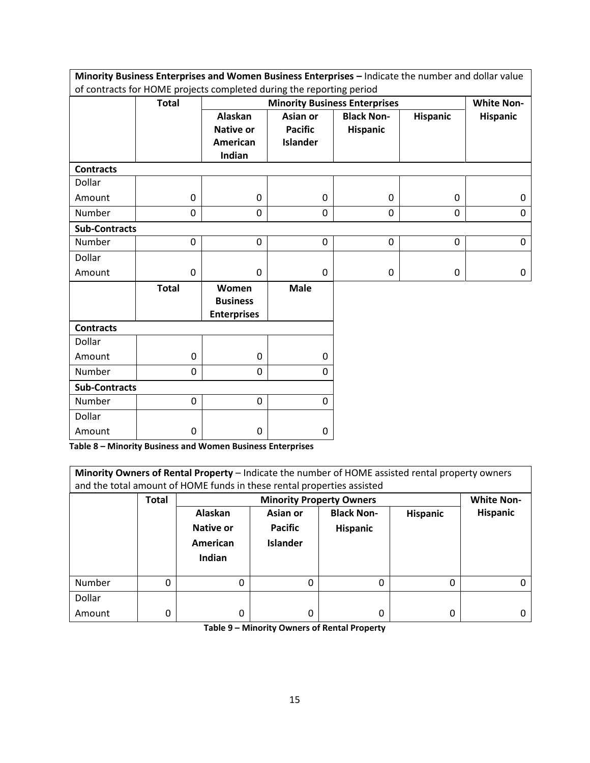**Minority Business Enterprises and Women Business Enterprises –** Indicate the number and dollar value of contracts for HOME projects completed during the reporting period

| | Total | Minority Business Enterprises | | | | White Non-Hispanic |
|---|---|---|---|---|---|---|
| | | Alaskan Native or American Indian | Asian or Pacific Islander | Black Non-Hispanic | Hispanic | |
| **Contracts** | | | | | | |
| Dollar Amount | 0 | 0 | 0 | 0 | 0 | 0 |
| Number | 0 | 0 | 0 | 0 | 0 | 0 |
| **Sub-Contracts** | | | | | | |
| Number | 0 | 0 | 0 | 0 | 0 | 0 |
| Dollar Amount | 0 | 0 | 0 | 0 | 0 | 0 |

| | Total | Women Business Enterprises | Male |
|---|---|---|---|
| **Contracts** | | | |
| Dollar Amount | 0 | 0 | 0 |
| Number | 0 | 0 | 0 |
| **Sub-Contracts** | | | |
| Number | 0 | 0 | 0 |
| Dollar Amount | 0 | 0 | 0 |

**Table 8 – Minority Business and Women Business Enterprises**

**Minority Owners of Rental Property** – Indicate the number of HOME assisted rental property owners and the total amount of HOME funds in these rental properties assisted

| | Total | Minority Property Owners | | | | White Non-Hispanic |
|---|---|---|---|---|---|---|
| | | Alaskan Native or American Indian | Asian or Pacific Islander | Black Non-Hispanic | Hispanic | |
| Number | 0 | 0 | 0 | 0 | 0 | 0 |
| Dollar Amount | 0 | 0 | 0 | 0 | 0 | 0 |

**Table 9 – Minority Owners of Rental Property**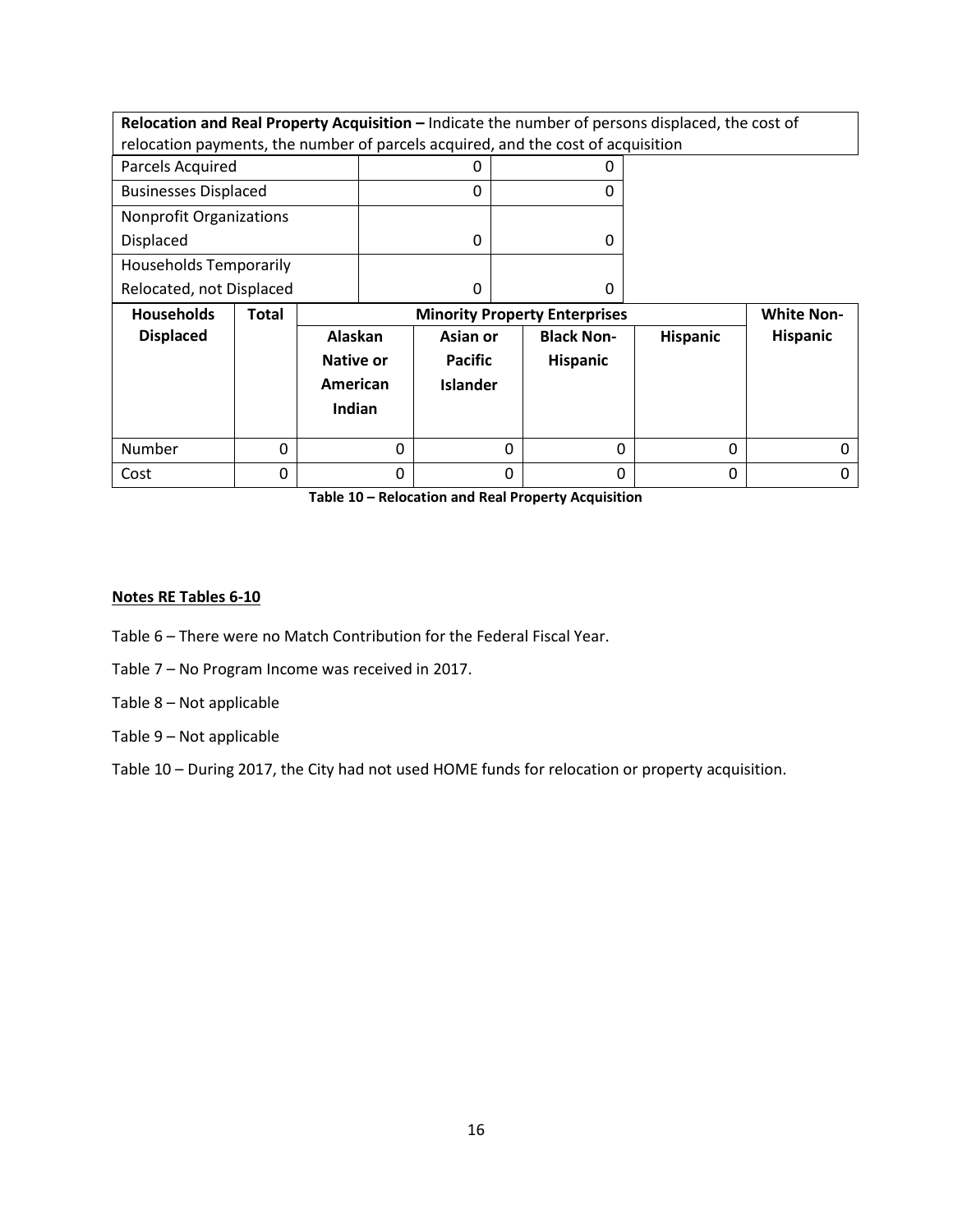| **Relocation and Real Property Acquisition –** Indicate the number of persons displaced, the cost of relocation payments, the number of parcels acquired, and the cost of acquisition | | |
|---|---|---|
| Parcels Acquired | 0 | 0 |
| Businesses Displaced | 0 | 0 |
| Nonprofit Organizations Displaced | 0 | 0 |
| Households Temporarily Relocated, not Displaced | 0 | 0 |

| **Households Displaced** | **Total** | **Minority Property Enterprises** | | | | **White Non-Hispanic** |
|---|---|---|---|---|---|---|
| | | **Alaskan Native or American Indian** | **Asian or Pacific Islander** | **Black Non-Hispanic** | **Hispanic** | |
| Number | 0 | 0 | 0 | 0 | 0 | 0 |
| Cost | 0 | 0 | 0 | 0 | 0 | 0 |

**Table 10 – Relocation and Real Property Acquisition**

**Notes RE Tables 6-10**

Table 6 – There were no Match Contribution for the Federal Fiscal Year.

Table 7 – No Program Income was received in 2017.

Table 8 – Not applicable

Table 9 – Not applicable

Table 10 – During 2017, the City had not used HOME funds for relocation or property acquisition.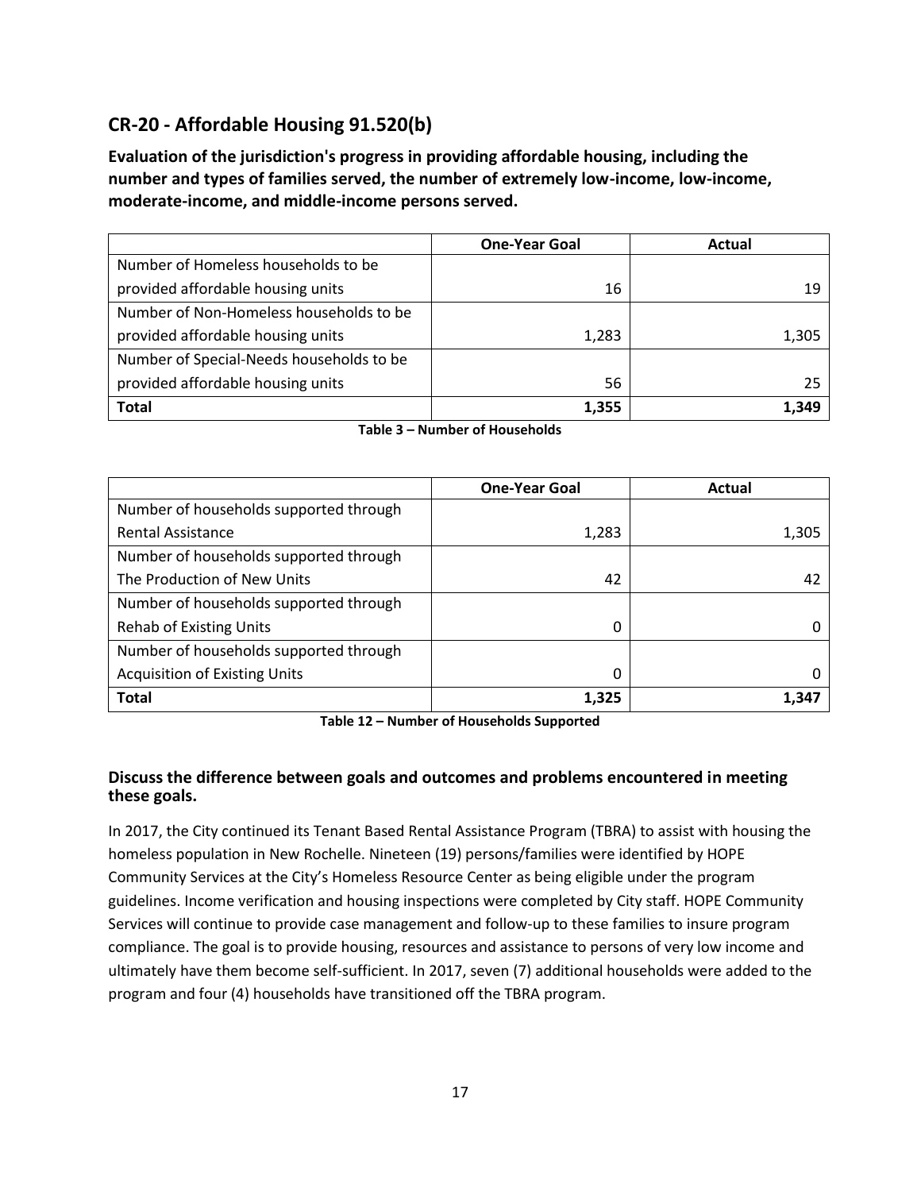## CR-20 - Affordable Housing 91.520(b)

**Evaluation of the jurisdiction's progress in providing affordable housing, including the number and types of families served, the number of extremely low-income, low-income, moderate-income, and middle-income persons served.**

| | One-Year Goal | Actual |
|---|---|---|
| Number of Homeless households to be provided affordable housing units | 16 | 19 |
| Number of Non-Homeless households to be provided affordable housing units | 1,283 | 1,305 |
| Number of Special-Needs households to be provided affordable housing units | 56 | 25 |
| **Total** | **1,355** | **1,349** |

**Table 3 – Number of Households**

| | One-Year Goal | Actual |
|---|---|---|
| Number of households supported through Rental Assistance | 1,283 | 1,305 |
| Number of households supported through The Production of New Units | 42 | 42 |
| Number of households supported through Rehab of Existing Units | 0 | 0 |
| Number of households supported through Acquisition of Existing Units | 0 | 0 |
| **Total** | **1,325** | **1,347** |

**Table 12 – Number of Households Supported**

**Discuss the difference between goals and outcomes and problems encountered in meeting these goals.**

In 2017, the City continued its Tenant Based Rental Assistance Program (TBRA) to assist with housing the homeless population in New Rochelle. Nineteen (19) persons/families were identified by HOPE Community Services at the City's Homeless Resource Center as being eligible under the program guidelines. Income verification and housing inspections were completed by City staff. HOPE Community Services will continue to provide case management and follow-up to these families to insure program compliance. The goal is to provide housing, resources and assistance to persons of very low income and ultimately have them become self-sufficient. In 2017, seven (7) additional households were added to the program and four (4) households have transitioned off the TBRA program.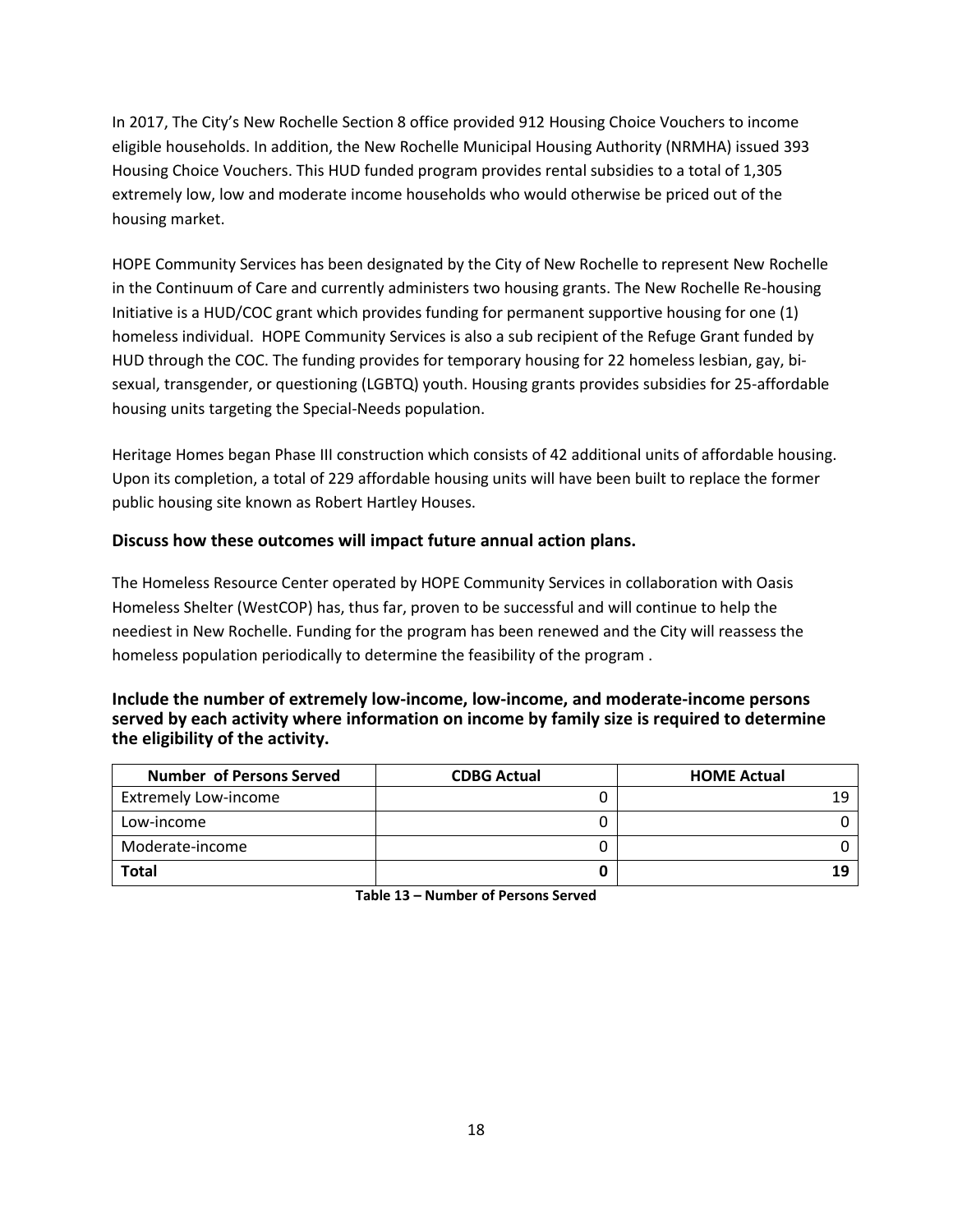In 2017, The City's New Rochelle Section 8 office provided 912 Housing Choice Vouchers to income eligible households. In addition, the New Rochelle Municipal Housing Authority (NRMHA) issued 393 Housing Choice Vouchers. This HUD funded program provides rental subsidies to a total of 1,305 extremely low, low and moderate income households who would otherwise be priced out of the housing market.

HOPE Community Services has been designated by the City of New Rochelle to represent New Rochelle in the Continuum of Care and currently administers two housing grants. The New Rochelle Re-housing Initiative is a HUD/COC grant which provides funding for permanent supportive housing for one (1) homeless individual. HOPE Community Services is also a sub recipient of the Refuge Grant funded by HUD through the COC. The funding provides for temporary housing for 22 homeless lesbian, gay, bi-sexual, transgender, or questioning (LGBTQ) youth. Housing grants provides subsidies for 25-affordable housing units targeting the Special-Needs population.

Heritage Homes began Phase III construction which consists of 42 additional units of affordable housing. Upon its completion, a total of 229 affordable housing units will have been built to replace the former public housing site known as Robert Hartley Houses.

### Discuss how these outcomes will impact future annual action plans.

The Homeless Resource Center operated by HOPE Community Services in collaboration with Oasis Homeless Shelter (WestCOP) has, thus far, proven to be successful and will continue to help the neediest in New Rochelle. Funding for the program has been renewed and the City will reassess the homeless population periodically to determine the feasibility of the program .

### Include the number of extremely low-income, low-income, and moderate-income persons served by each activity where information on income by family size is required to determine the eligibility of the activity.

| Number of Persons Served | CDBG Actual | HOME Actual |
|---|---|---|
| Extremely Low-income | 0 | 19 |
| Low-income | 0 | 0 |
| Moderate-income | 0 | 0 |
| **Total** | **0** | **19** |

**Table 13 – Number of Persons Served**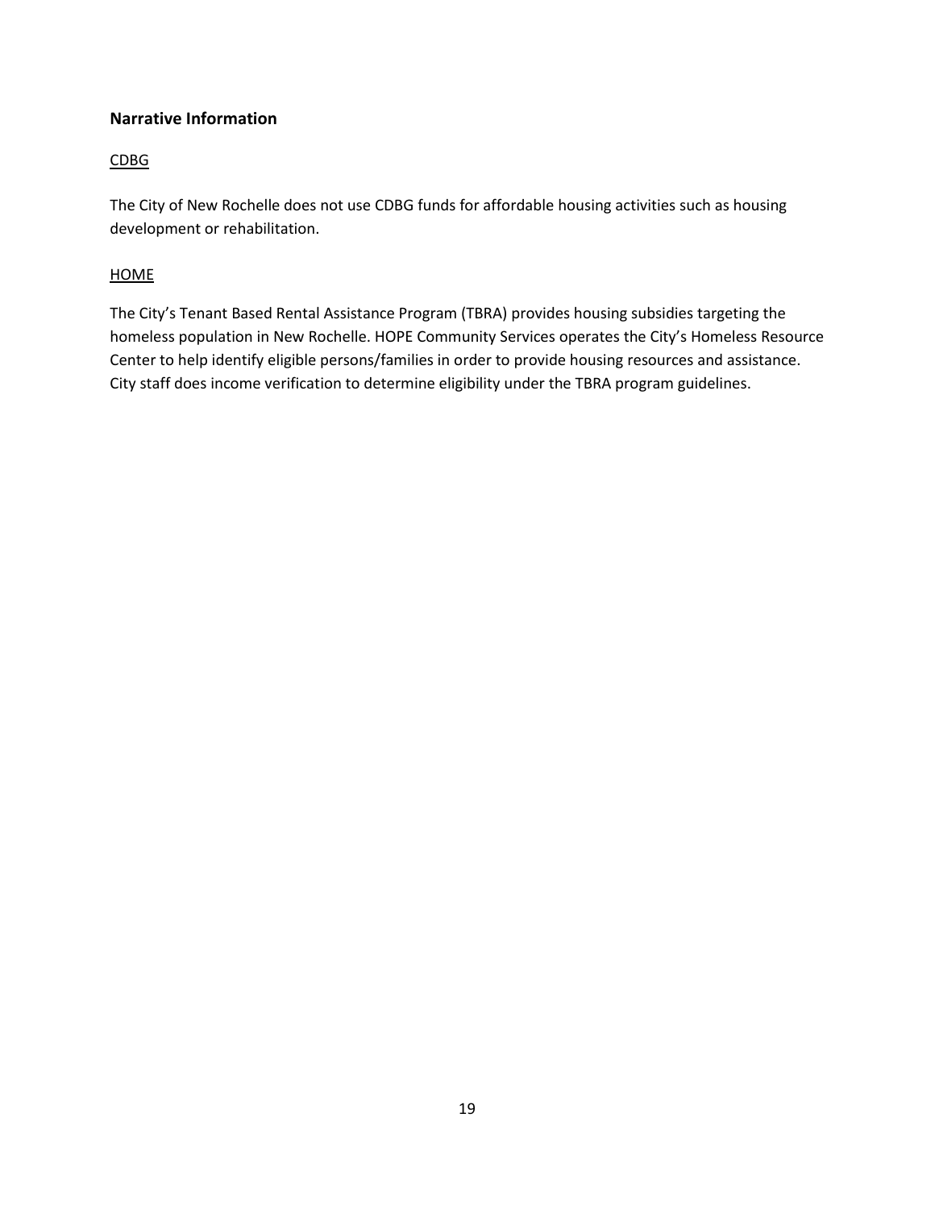## Narrative Information

CDBG

The City of New Rochelle does not use CDBG funds for affordable housing activities such as housing development or rehabilitation.

HOME

The City's Tenant Based Rental Assistance Program (TBRA) provides housing subsidies targeting the homeless population in New Rochelle. HOPE Community Services operates the City's Homeless Resource Center to help identify eligible persons/families in order to provide housing resources and assistance. City staff does income verification to determine eligibility under the TBRA program guidelines.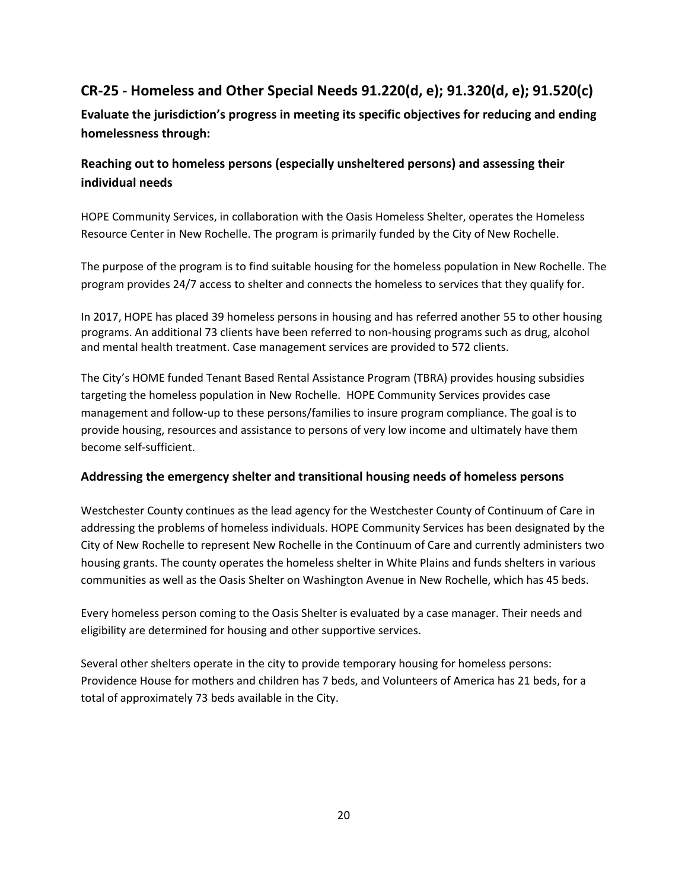## CR-25 - Homeless and Other Special Needs 91.220(d, e); 91.320(d, e); 91.520(c)

### Evaluate the jurisdiction's progress in meeting its specific objectives for reducing and ending homelessness through:

### Reaching out to homeless persons (especially unsheltered persons) and assessing their individual needs

HOPE Community Services, in collaboration with the Oasis Homeless Shelter, operates the Homeless Resource Center in New Rochelle. The program is primarily funded by the City of New Rochelle.

The purpose of the program is to find suitable housing for the homeless population in New Rochelle. The program provides 24/7 access to shelter and connects the homeless to services that they qualify for.

In 2017, HOPE has placed 39 homeless persons in housing and has referred another 55 to other housing programs. An additional 73 clients have been referred to non-housing programs such as drug, alcohol and mental health treatment. Case management services are provided to 572 clients.

The City's HOME funded Tenant Based Rental Assistance Program (TBRA) provides housing subsidies targeting the homeless population in New Rochelle. HOPE Community Services provides case management and follow-up to these persons/families to insure program compliance. The goal is to provide housing, resources and assistance to persons of very low income and ultimately have them become self-sufficient.

### Addressing the emergency shelter and transitional housing needs of homeless persons

Westchester County continues as the lead agency for the Westchester County of Continuum of Care in addressing the problems of homeless individuals. HOPE Community Services has been designated by the City of New Rochelle to represent New Rochelle in the Continuum of Care and currently administers two housing grants. The county operates the homeless shelter in White Plains and funds shelters in various communities as well as the Oasis Shelter on Washington Avenue in New Rochelle, which has 45 beds.

Every homeless person coming to the Oasis Shelter is evaluated by a case manager. Their needs and eligibility are determined for housing and other supportive services.

Several other shelters operate in the city to provide temporary housing for homeless persons: Providence House for mothers and children has 7 beds, and Volunteers of America has 21 beds, for a total of approximately 73 beds available in the City.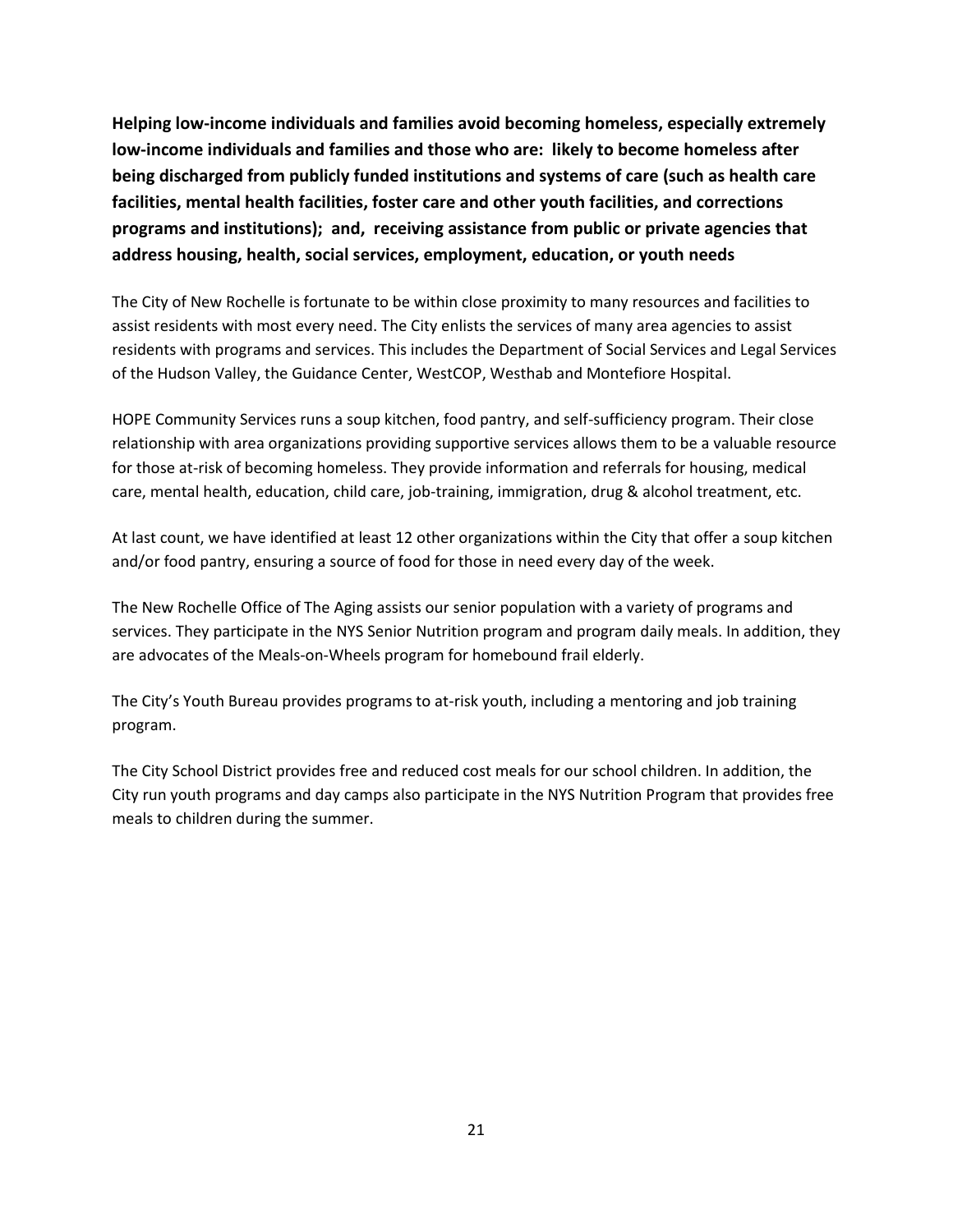**Helping low-income individuals and families avoid becoming homeless, especially extremely low-income individuals and families and those who are: likely to become homeless after being discharged from publicly funded institutions and systems of care (such as health care facilities, mental health facilities, foster care and other youth facilities, and corrections programs and institutions); and, receiving assistance from public or private agencies that address housing, health, social services, employment, education, or youth needs**

The City of New Rochelle is fortunate to be within close proximity to many resources and facilities to assist residents with most every need. The City enlists the services of many area agencies to assist residents with programs and services. This includes the Department of Social Services and Legal Services of the Hudson Valley, the Guidance Center, WestCOP, Westhab and Montefiore Hospital.

HOPE Community Services runs a soup kitchen, food pantry, and self-sufficiency program. Their close relationship with area organizations providing supportive services allows them to be a valuable resource for those at-risk of becoming homeless. They provide information and referrals for housing, medical care, mental health, education, child care, job-training, immigration, drug & alcohol treatment, etc.

At last count, we have identified at least 12 other organizations within the City that offer a soup kitchen and/or food pantry, ensuring a source of food for those in need every day of the week.

The New Rochelle Office of The Aging assists our senior population with a variety of programs and services. They participate in the NYS Senior Nutrition program and program daily meals. In addition, they are advocates of the Meals-on-Wheels program for homebound frail elderly.

The City's Youth Bureau provides programs to at-risk youth, including a mentoring and job training program.

The City School District provides free and reduced cost meals for our school children. In addition, the City run youth programs and day camps also participate in the NYS Nutrition Program that provides free meals to children during the summer.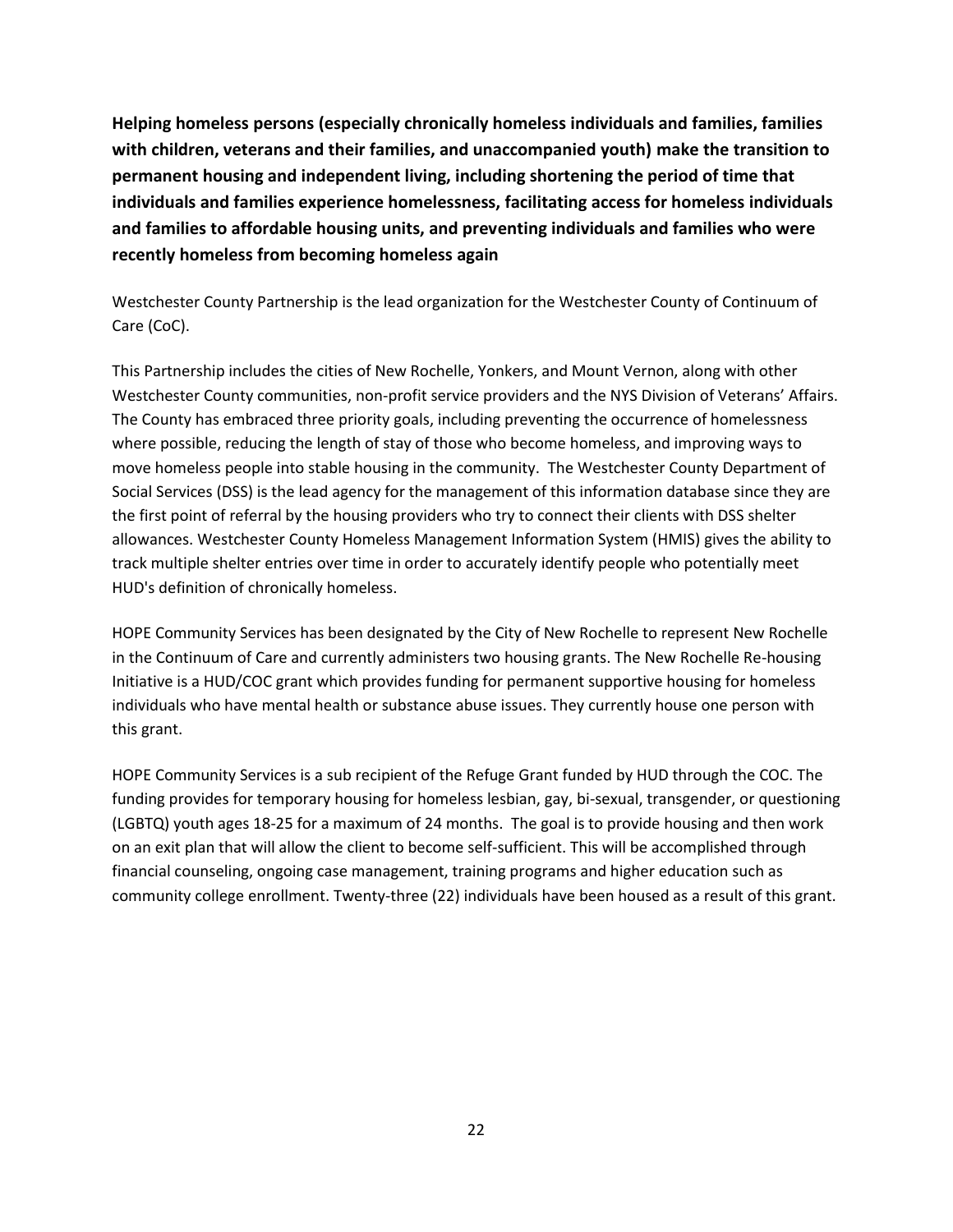**Helping homeless persons (especially chronically homeless individuals and families, families with children, veterans and their families, and unaccompanied youth) make the transition to permanent housing and independent living, including shortening the period of time that individuals and families experience homelessness, facilitating access for homeless individuals and families to affordable housing units, and preventing individuals and families who were recently homeless from becoming homeless again**

Westchester County Partnership is the lead organization for the Westchester County of Continuum of Care (CoC).

This Partnership includes the cities of New Rochelle, Yonkers, and Mount Vernon, along with other Westchester County communities, non-profit service providers and the NYS Division of Veterans' Affairs. The County has embraced three priority goals, including preventing the occurrence of homelessness where possible, reducing the length of stay of those who become homeless, and improving ways to move homeless people into stable housing in the community. The Westchester County Department of Social Services (DSS) is the lead agency for the management of this information database since they are the first point of referral by the housing providers who try to connect their clients with DSS shelter allowances. Westchester County Homeless Management Information System (HMIS) gives the ability to track multiple shelter entries over time in order to accurately identify people who potentially meet HUD's definition of chronically homeless.

HOPE Community Services has been designated by the City of New Rochelle to represent New Rochelle in the Continuum of Care and currently administers two housing grants. The New Rochelle Re-housing Initiative is a HUD/COC grant which provides funding for permanent supportive housing for homeless individuals who have mental health or substance abuse issues. They currently house one person with this grant.

HOPE Community Services is a sub recipient of the Refuge Grant funded by HUD through the COC. The funding provides for temporary housing for homeless lesbian, gay, bi-sexual, transgender, or questioning (LGBTQ) youth ages 18-25 for a maximum of 24 months. The goal is to provide housing and then work on an exit plan that will allow the client to become self-sufficient. This will be accomplished through financial counseling, ongoing case management, training programs and higher education such as community college enrollment. Twenty-three (22) individuals have been housed as a result of this grant.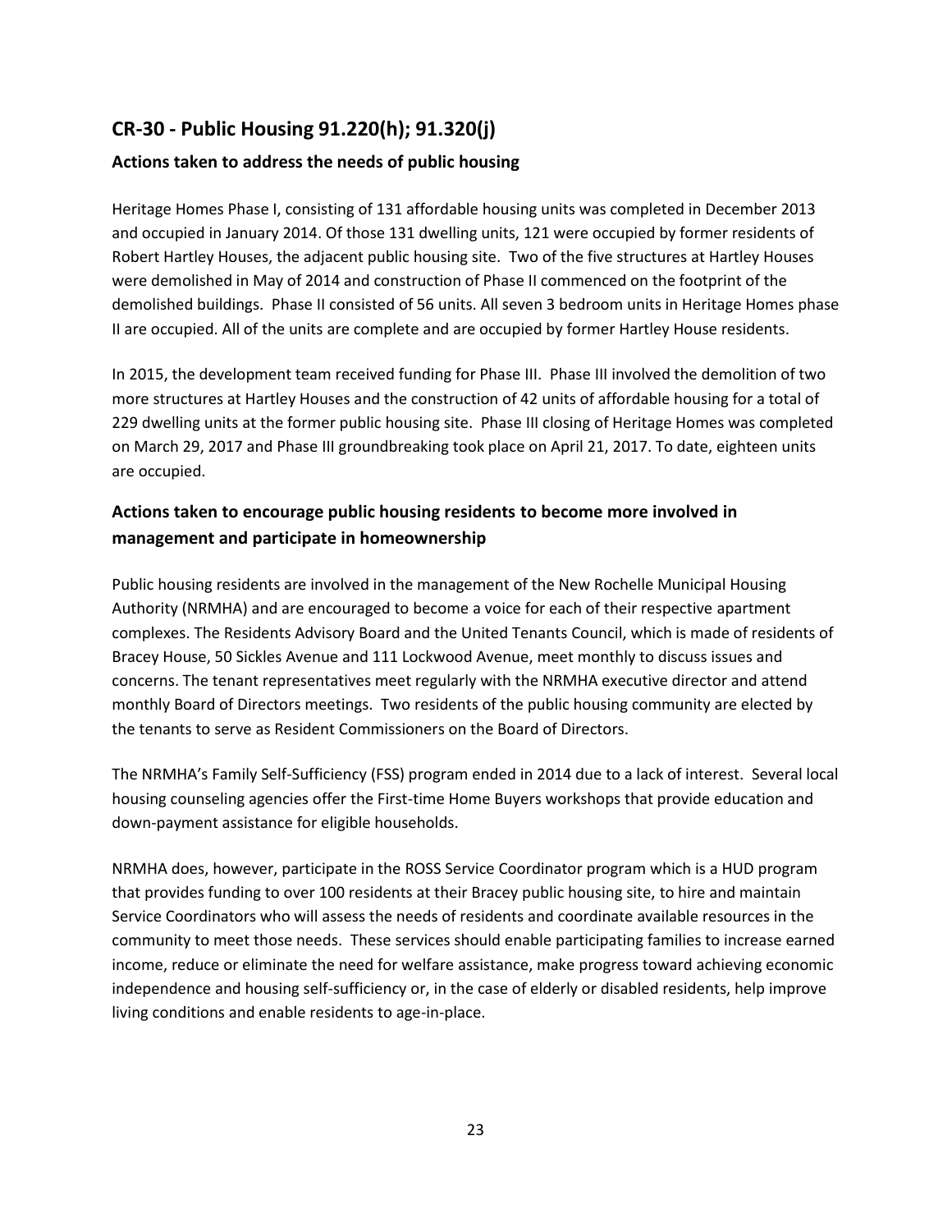## CR-30 - Public Housing 91.220(h); 91.320(j)

### Actions taken to address the needs of public housing

Heritage Homes Phase I, consisting of 131 affordable housing units was completed in December 2013 and occupied in January 2014. Of those 131 dwelling units, 121 were occupied by former residents of Robert Hartley Houses, the adjacent public housing site. Two of the five structures at Hartley Houses were demolished in May of 2014 and construction of Phase II commenced on the footprint of the demolished buildings. Phase II consisted of 56 units. All seven 3 bedroom units in Heritage Homes phase II are occupied. All of the units are complete and are occupied by former Hartley House residents.

In 2015, the development team received funding for Phase III. Phase III involved the demolition of two more structures at Hartley Houses and the construction of 42 units of affordable housing for a total of 229 dwelling units at the former public housing site. Phase III closing of Heritage Homes was completed on March 29, 2017 and Phase III groundbreaking took place on April 21, 2017. To date, eighteen units are occupied.

### Actions taken to encourage public housing residents to become more involved in management and participate in homeownership

Public housing residents are involved in the management of the New Rochelle Municipal Housing Authority (NRMHA) and are encouraged to become a voice for each of their respective apartment complexes. The Residents Advisory Board and the United Tenants Council, which is made of residents of Bracey House, 50 Sickles Avenue and 111 Lockwood Avenue, meet monthly to discuss issues and concerns. The tenant representatives meet regularly with the NRMHA executive director and attend monthly Board of Directors meetings. Two residents of the public housing community are elected by the tenants to serve as Resident Commissioners on the Board of Directors.

The NRMHA's Family Self-Sufficiency (FSS) program ended in 2014 due to a lack of interest. Several local housing counseling agencies offer the First-time Home Buyers workshops that provide education and down-payment assistance for eligible households.

NRMHA does, however, participate in the ROSS Service Coordinator program which is a HUD program that provides funding to over 100 residents at their Bracey public housing site, to hire and maintain Service Coordinators who will assess the needs of residents and coordinate available resources in the community to meet those needs. These services should enable participating families to increase earned income, reduce or eliminate the need for welfare assistance, make progress toward achieving economic independence and housing self-sufficiency or, in the case of elderly or disabled residents, help improve living conditions and enable residents to age-in-place.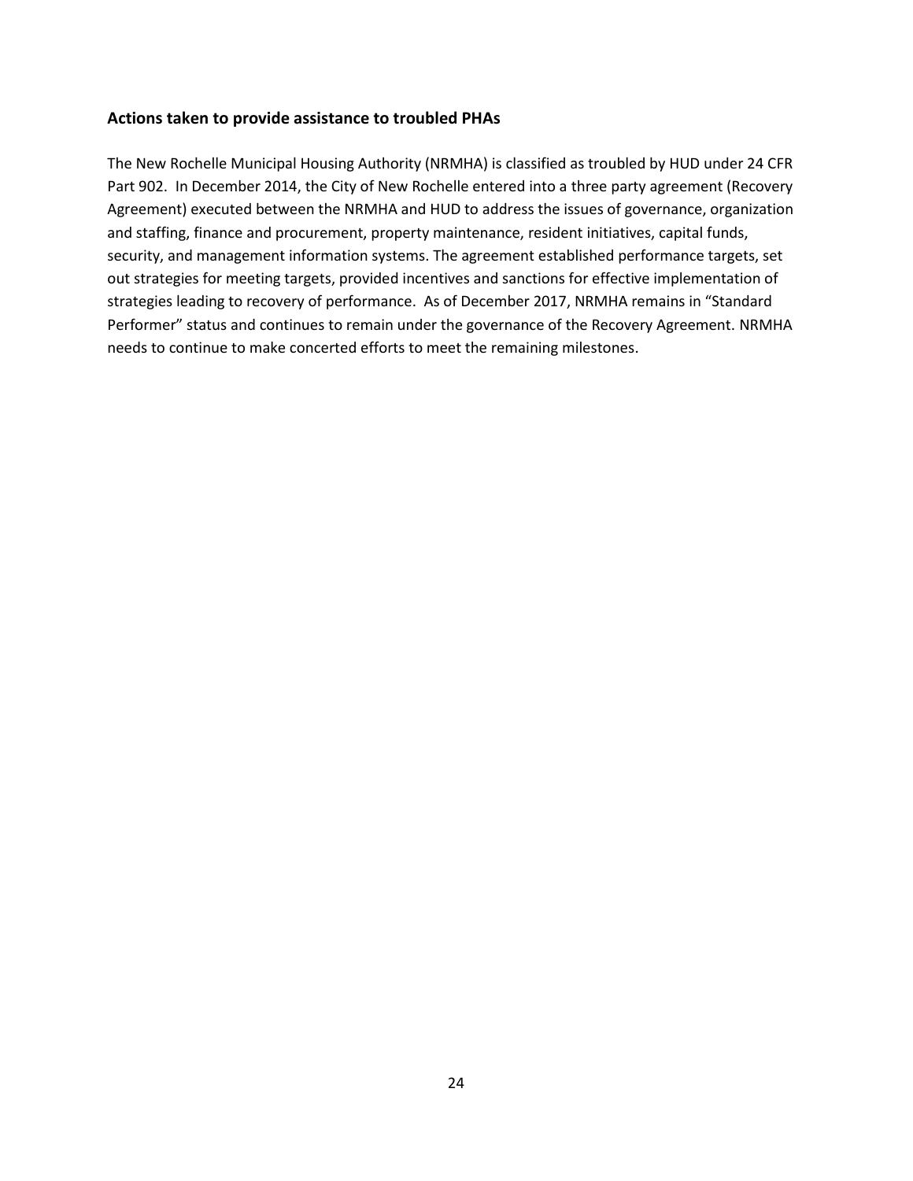### Actions taken to provide assistance to troubled PHAs

The New Rochelle Municipal Housing Authority (NRMHA) is classified as troubled by HUD under 24 CFR Part 902. In December 2014, the City of New Rochelle entered into a three party agreement (Recovery Agreement) executed between the NRMHA and HUD to address the issues of governance, organization and staffing, finance and procurement, property maintenance, resident initiatives, capital funds, security, and management information systems. The agreement established performance targets, set out strategies for meeting targets, provided incentives and sanctions for effective implementation of strategies leading to recovery of performance. As of December 2017, NRMHA remains in "Standard Performer" status and continues to remain under the governance of the Recovery Agreement. NRMHA needs to continue to make concerted efforts to meet the remaining milestones.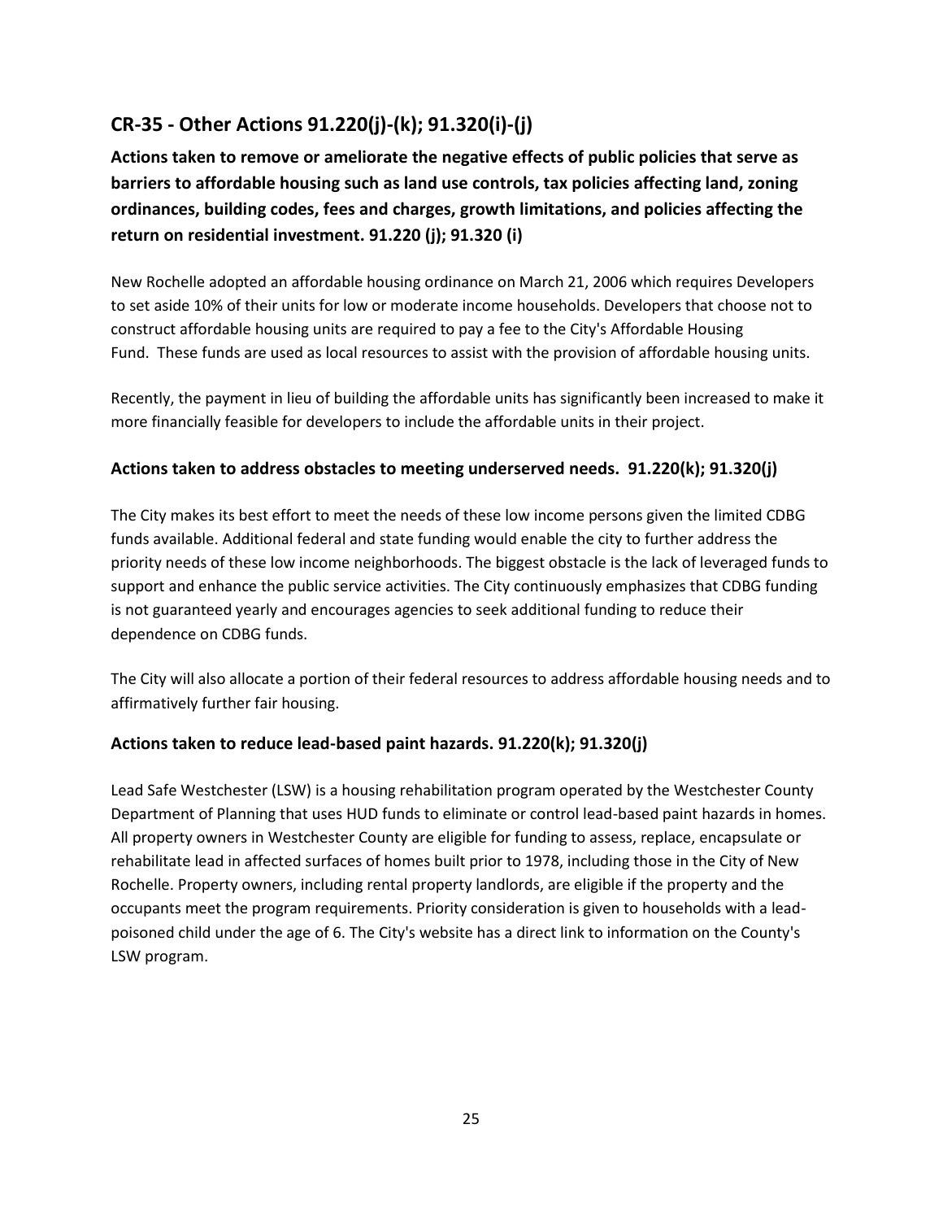## CR-35 - Other Actions 91.220(j)-(k); 91.320(i)-(j)

**Actions taken to remove or ameliorate the negative effects of public policies that serve as barriers to affordable housing such as land use controls, tax policies affecting land, zoning ordinances, building codes, fees and charges, growth limitations, and policies affecting the return on residential investment. 91.220 (j); 91.320 (i)**

New Rochelle adopted an affordable housing ordinance on March 21, 2006 which requires Developers to set aside 10% of their units for low or moderate income households. Developers that choose not to construct affordable housing units are required to pay a fee to the City's Affordable Housing Fund. These funds are used as local resources to assist with the provision of affordable housing units.

Recently, the payment in lieu of building the affordable units has significantly been increased to make it more financially feasible for developers to include the affordable units in their project.

### Actions taken to address obstacles to meeting underserved needs. 91.220(k); 91.320(j)

The City makes its best effort to meet the needs of these low income persons given the limited CDBG funds available. Additional federal and state funding would enable the city to further address the priority needs of these low income neighborhoods. The biggest obstacle is the lack of leveraged funds to support and enhance the public service activities. The City continuously emphasizes that CDBG funding is not guaranteed yearly and encourages agencies to seek additional funding to reduce their dependence on CDBG funds.

The City will also allocate a portion of their federal resources to address affordable housing needs and to affirmatively further fair housing.

### Actions taken to reduce lead-based paint hazards. 91.220(k); 91.320(j)

Lead Safe Westchester (LSW) is a housing rehabilitation program operated by the Westchester County Department of Planning that uses HUD funds to eliminate or control lead-based paint hazards in homes. All property owners in Westchester County are eligible for funding to assess, replace, encapsulate or rehabilitate lead in affected surfaces of homes built prior to 1978, including those in the City of New Rochelle. Property owners, including rental property landlords, are eligible if the property and the occupants meet the program requirements. Priority consideration is given to households with a lead-poisoned child under the age of 6. The City's website has a direct link to information on the County's LSW program.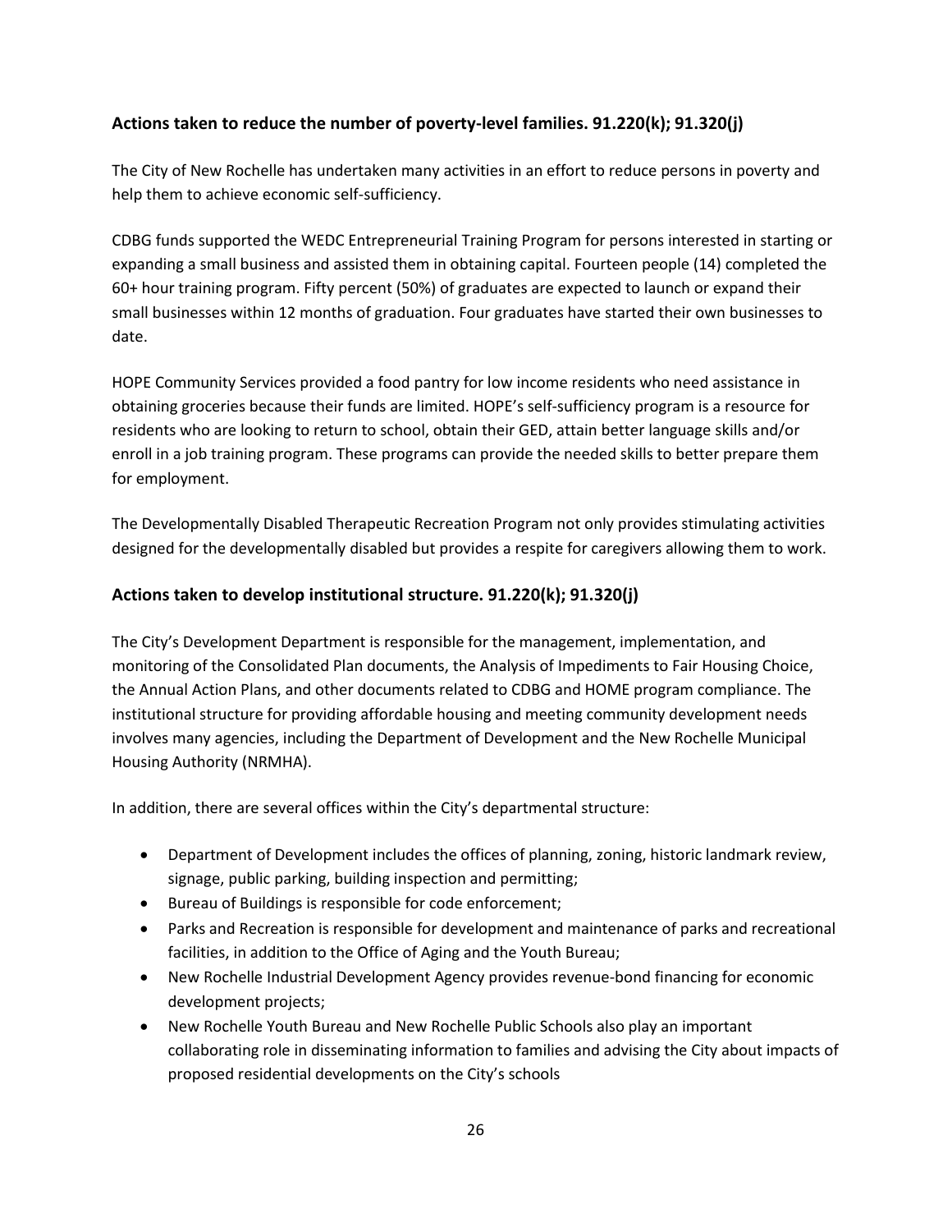## Actions taken to reduce the number of poverty-level families. 91.220(k); 91.320(j)

The City of New Rochelle has undertaken many activities in an effort to reduce persons in poverty and help them to achieve economic self-sufficiency.

CDBG funds supported the WEDC Entrepreneurial Training Program for persons interested in starting or expanding a small business and assisted them in obtaining capital. Fourteen people (14) completed the 60+ hour training program. Fifty percent (50%) of graduates are expected to launch or expand their small businesses within 12 months of graduation. Four graduates have started their own businesses to date.

HOPE Community Services provided a food pantry for low income residents who need assistance in obtaining groceries because their funds are limited. HOPE's self-sufficiency program is a resource for residents who are looking to return to school, obtain their GED, attain better language skills and/or enroll in a job training program. These programs can provide the needed skills to better prepare them for employment.

The Developmentally Disabled Therapeutic Recreation Program not only provides stimulating activities designed for the developmentally disabled but provides a respite for caregivers allowing them to work.

## Actions taken to develop institutional structure. 91.220(k); 91.320(j)

The City's Development Department is responsible for the management, implementation, and monitoring of the Consolidated Plan documents, the Analysis of Impediments to Fair Housing Choice, the Annual Action Plans, and other documents related to CDBG and HOME program compliance. The institutional structure for providing affordable housing and meeting community development needs involves many agencies, including the Department of Development and the New Rochelle Municipal Housing Authority (NRMHA).

In addition, there are several offices within the City's departmental structure:

- Department of Development includes the offices of planning, zoning, historic landmark review, signage, public parking, building inspection and permitting;
- Bureau of Buildings is responsible for code enforcement;
- Parks and Recreation is responsible for development and maintenance of parks and recreational facilities, in addition to the Office of Aging and the Youth Bureau;
- New Rochelle Industrial Development Agency provides revenue-bond financing for economic development projects;
- New Rochelle Youth Bureau and New Rochelle Public Schools also play an important collaborating role in disseminating information to families and advising the City about impacts of proposed residential developments on the City's schools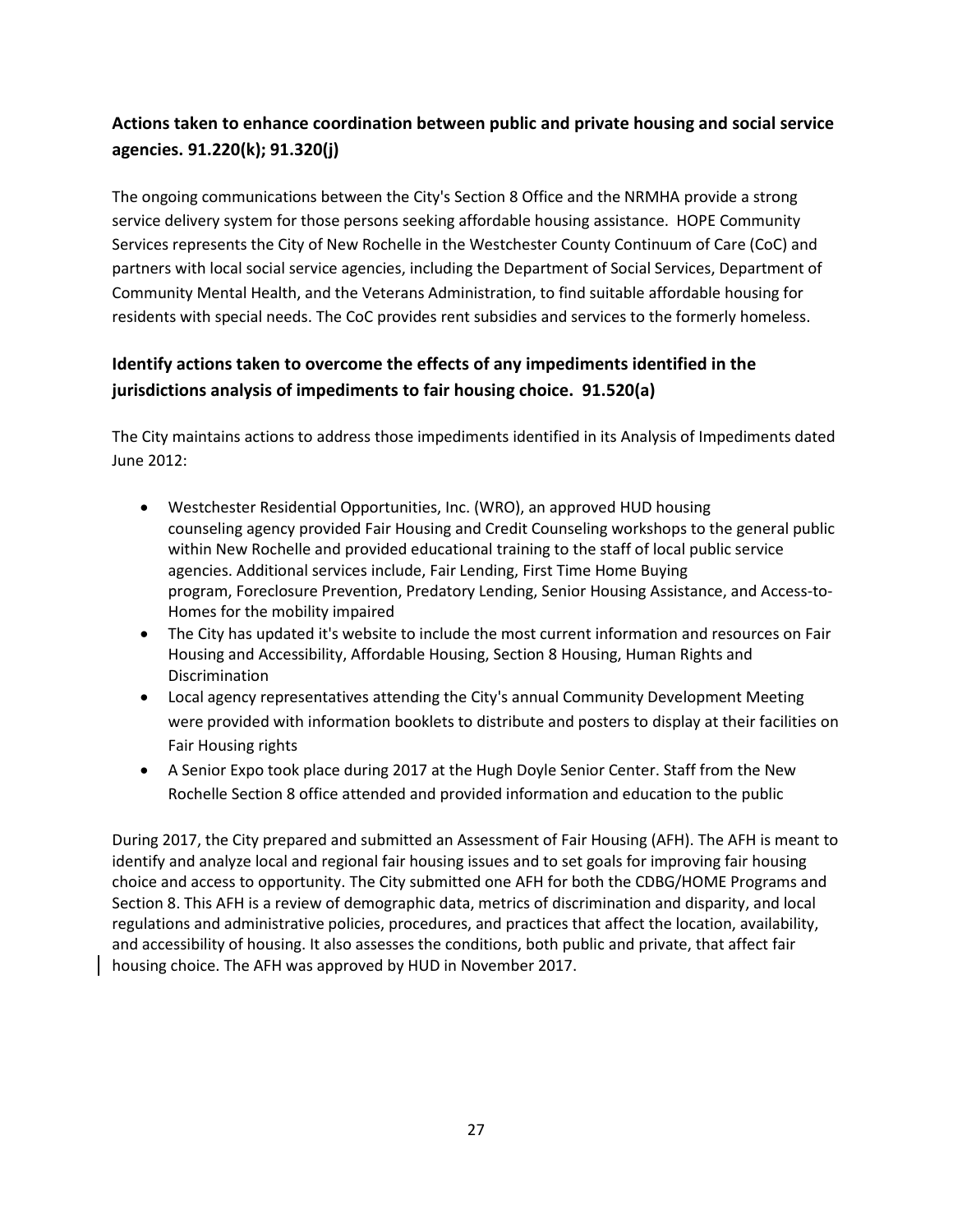## Actions taken to enhance coordination between public and private housing and social service agencies. 91.220(k); 91.320(j)

The ongoing communications between the City's Section 8 Office and the NRMHA provide a strong service delivery system for those persons seeking affordable housing assistance. HOPE Community Services represents the City of New Rochelle in the Westchester County Continuum of Care (CoC) and partners with local social service agencies, including the Department of Social Services, Department of Community Mental Health, and the Veterans Administration, to find suitable affordable housing for residents with special needs. The CoC provides rent subsidies and services to the formerly homeless.

## Identify actions taken to overcome the effects of any impediments identified in the jurisdictions analysis of impediments to fair housing choice. 91.520(a)

The City maintains actions to address those impediments identified in its Analysis of Impediments dated June 2012:

- Westchester Residential Opportunities, Inc. (WRO), an approved HUD housing counseling agency provided Fair Housing and Credit Counseling workshops to the general public within New Rochelle and provided educational training to the staff of local public service agencies. Additional services include, Fair Lending, First Time Home Buying program, Foreclosure Prevention, Predatory Lending, Senior Housing Assistance, and Access-to-Homes for the mobility impaired
- The City has updated it's website to include the most current information and resources on Fair Housing and Accessibility, Affordable Housing, Section 8 Housing, Human Rights and Discrimination
- Local agency representatives attending the City's annual Community Development Meeting were provided with information booklets to distribute and posters to display at their facilities on Fair Housing rights
- A Senior Expo took place during 2017 at the Hugh Doyle Senior Center. Staff from the New Rochelle Section 8 office attended and provided information and education to the public

During 2017, the City prepared and submitted an Assessment of Fair Housing (AFH). The AFH is meant to identify and analyze local and regional fair housing issues and to set goals for improving fair housing choice and access to opportunity. The City submitted one AFH for both the CDBG/HOME Programs and Section 8. This AFH is a review of demographic data, metrics of discrimination and disparity, and local regulations and administrative policies, procedures, and practices that affect the location, availability, and accessibility of housing. It also assesses the conditions, both public and private, that affect fair housing choice. The AFH was approved by HUD in November 2017.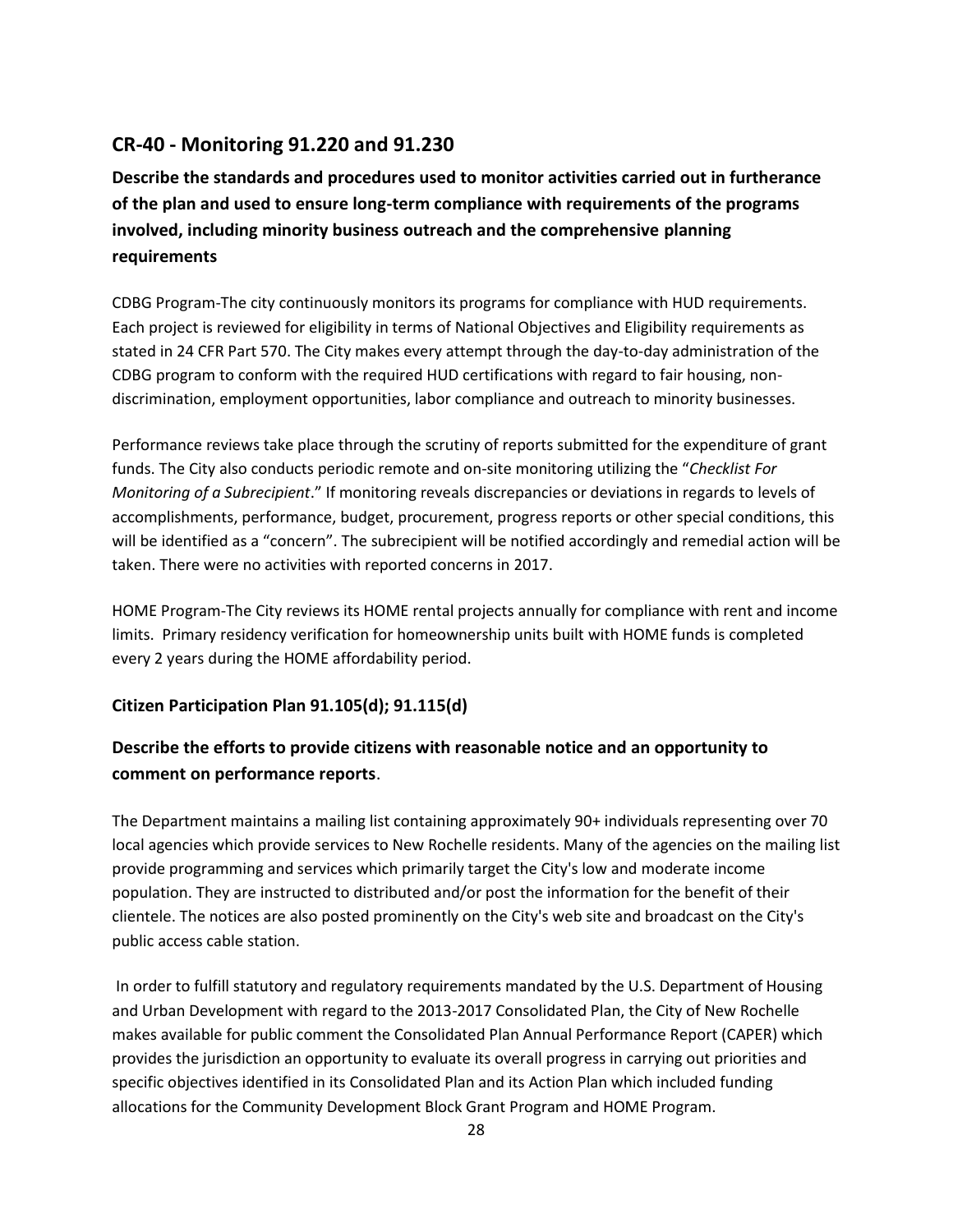## CR-40 - Monitoring 91.220 and 91.230

### Describe the standards and procedures used to monitor activities carried out in furtherance of the plan and used to ensure long-term compliance with requirements of the programs involved, including minority business outreach and the comprehensive planning requirements

CDBG Program-The city continuously monitors its programs for compliance with HUD requirements. Each project is reviewed for eligibility in terms of National Objectives and Eligibility requirements as stated in 24 CFR Part 570. The City makes every attempt through the day-to-day administration of the CDBG program to conform with the required HUD certifications with regard to fair housing, non-discrimination, employment opportunities, labor compliance and outreach to minority businesses.

Performance reviews take place through the scrutiny of reports submitted for the expenditure of grant funds. The City also conducts periodic remote and on-site monitoring utilizing the "*Checklist For Monitoring of a Subrecipient*." If monitoring reveals discrepancies or deviations in regards to levels of accomplishments, performance, budget, procurement, progress reports or other special conditions, this will be identified as a "concern". The subrecipient will be notified accordingly and remedial action will be taken. There were no activities with reported concerns in 2017.

HOME Program-The City reviews its HOME rental projects annually for compliance with rent and income limits. Primary residency verification for homeownership units built with HOME funds is completed every 2 years during the HOME affordability period.

### Citizen Participation Plan 91.105(d); 91.115(d)

### Describe the efforts to provide citizens with reasonable notice and an opportunity to comment on performance reports.

The Department maintains a mailing list containing approximately 90+ individuals representing over 70 local agencies which provide services to New Rochelle residents. Many of the agencies on the mailing list provide programming and services which primarily target the City's low and moderate income population. They are instructed to distributed and/or post the information for the benefit of their clientele. The notices are also posted prominently on the City's web site and broadcast on the City's public access cable station.

In order to fulfill statutory and regulatory requirements mandated by the U.S. Department of Housing and Urban Development with regard to the 2013-2017 Consolidated Plan, the City of New Rochelle makes available for public comment the Consolidated Plan Annual Performance Report (CAPER) which provides the jurisdiction an opportunity to evaluate its overall progress in carrying out priorities and specific objectives identified in its Consolidated Plan and its Action Plan which included funding allocations for the Community Development Block Grant Program and HOME Program.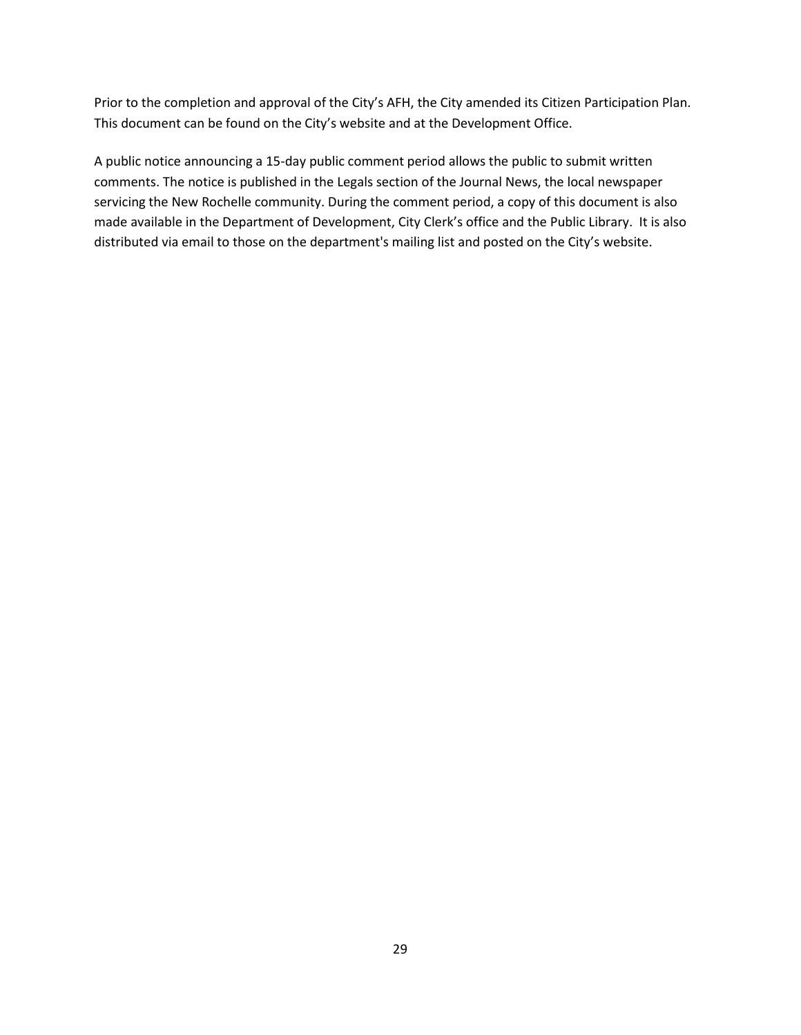Prior to the completion and approval of the City's AFH, the City amended its Citizen Participation Plan. This document can be found on the City's website and at the Development Office.

A public notice announcing a 15-day public comment period allows the public to submit written comments. The notice is published in the Legals section of the Journal News, the local newspaper servicing the New Rochelle community. During the comment period, a copy of this document is also made available in the Department of Development, City Clerk's office and the Public Library. It is also distributed via email to those on the department's mailing list and posted on the City's website.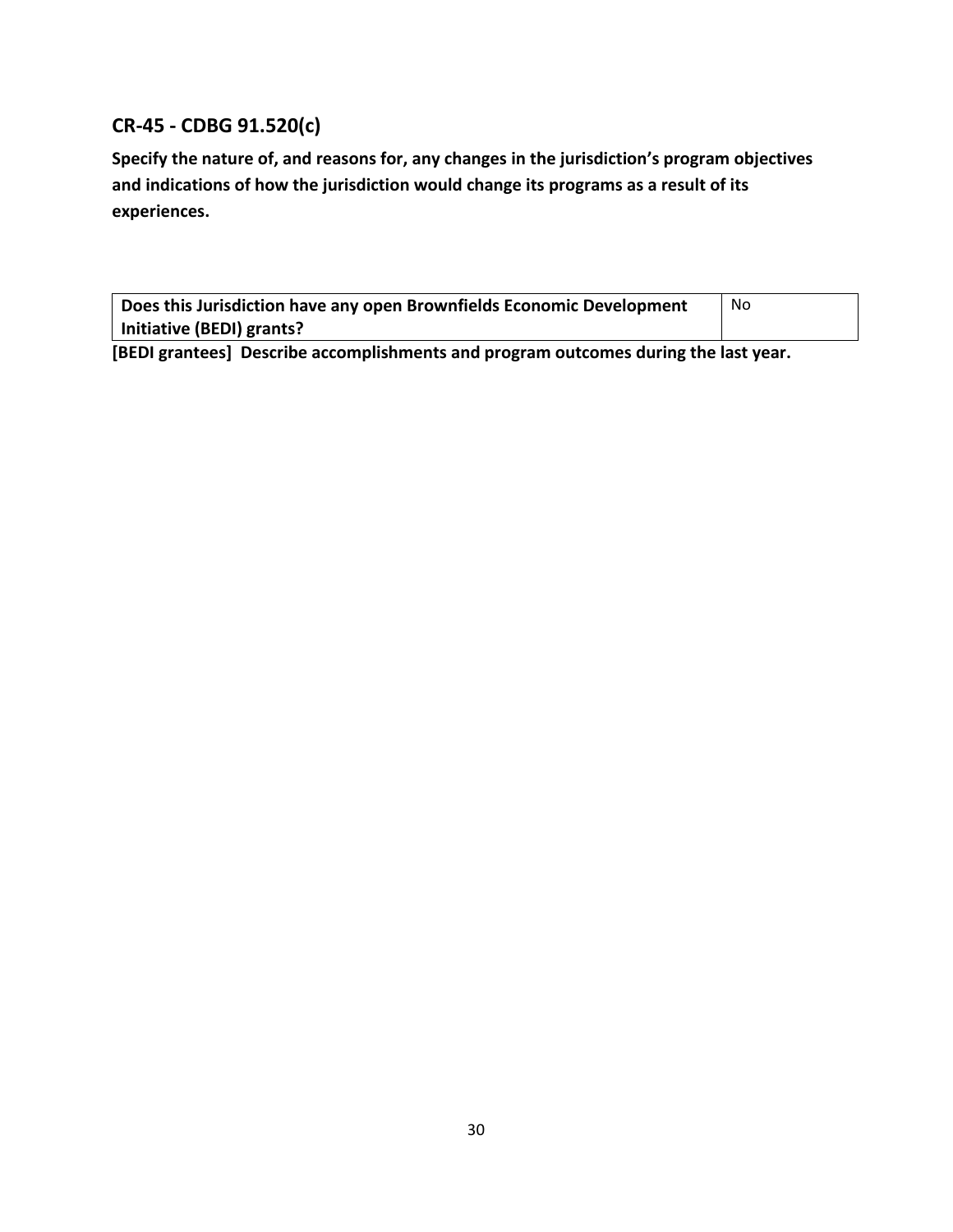## CR-45 - CDBG 91.520(c)

**Specify the nature of, and reasons for, any changes in the jurisdiction's program objectives and indications of how the jurisdiction would change its programs as a result of its experiences.**

| Does this Jurisdiction have any open Brownfields Economic Development Initiative (BEDI) grants? | No |
|---|---|

**[BEDI grantees] Describe accomplishments and program outcomes during the last year.**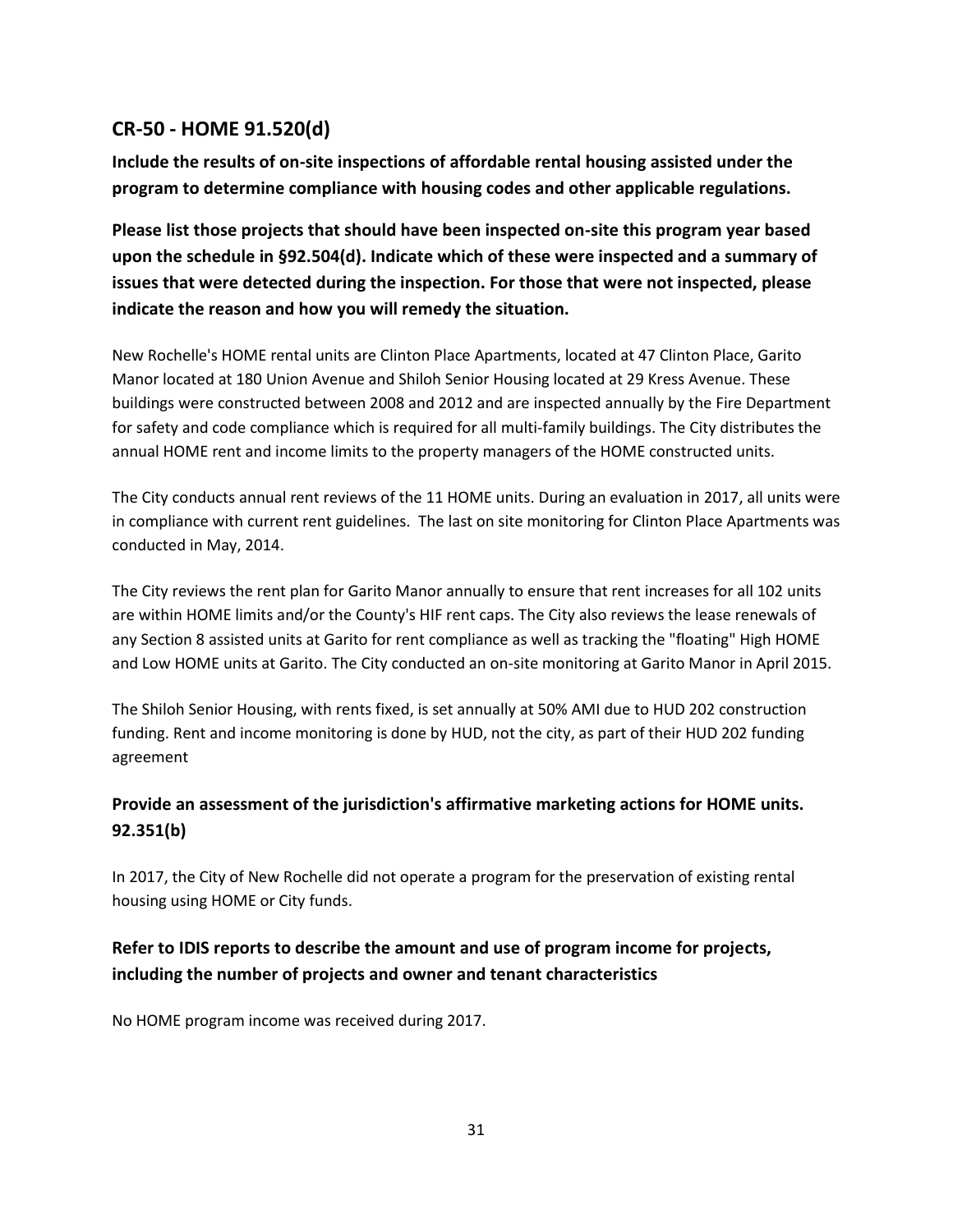## CR-50 - HOME 91.520(d)

**Include the results of on-site inspections of affordable rental housing assisted under the program to determine compliance with housing codes and other applicable regulations.**

**Please list those projects that should have been inspected on-site this program year based upon the schedule in §92.504(d). Indicate which of these were inspected and a summary of issues that were detected during the inspection. For those that were not inspected, please indicate the reason and how you will remedy the situation.**

New Rochelle's HOME rental units are Clinton Place Apartments, located at 47 Clinton Place, Garito Manor located at 180 Union Avenue and Shiloh Senior Housing located at 29 Kress Avenue. These buildings were constructed between 2008 and 2012 and are inspected annually by the Fire Department for safety and code compliance which is required for all multi-family buildings. The City distributes the annual HOME rent and income limits to the property managers of the HOME constructed units.

The City conducts annual rent reviews of the 11 HOME units. During an evaluation in 2017, all units were in compliance with current rent guidelines. The last on site monitoring for Clinton Place Apartments was conducted in May, 2014.

The City reviews the rent plan for Garito Manor annually to ensure that rent increases for all 102 units are within HOME limits and/or the County's HIF rent caps. The City also reviews the lease renewals of any Section 8 assisted units at Garito for rent compliance as well as tracking the "floating" High HOME and Low HOME units at Garito. The City conducted an on-site monitoring at Garito Manor in April 2015.

The Shiloh Senior Housing, with rents fixed, is set annually at 50% AMI due to HUD 202 construction funding. Rent and income monitoring is done by HUD, not the city, as part of their HUD 202 funding agreement

### Provide an assessment of the jurisdiction's affirmative marketing actions for HOME units. 92.351(b)

In 2017, the City of New Rochelle did not operate a program for the preservation of existing rental housing using HOME or City funds.

### Refer to IDIS reports to describe the amount and use of program income for projects, including the number of projects and owner and tenant characteristics

No HOME program income was received during 2017.